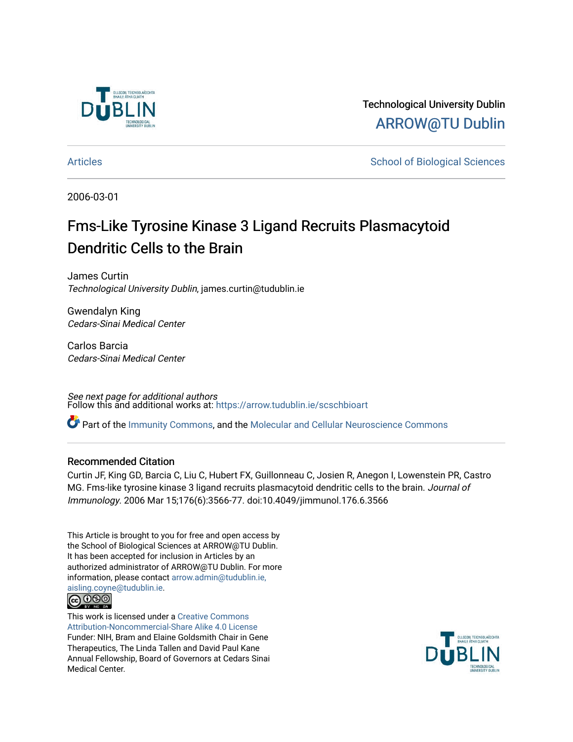Technological University Dublin

ARROW@TU Dublin

Articles

School of Biological Sciences

2006-03-01

# Fms-Like Tyrosine Kinase 3 Ligand Recruits Plasmacytoid Dendritic Cells to the Brain

James Curtin
*Technological University Dublin*, james.curtin@tudublin.ie

Gwendalyn King
*Cedars-Sinai Medical Center*

Carlos Barcia
*Cedars-Sinai Medical Center*

*See next page for additional authors*

Follow this and additional works at: https://arrow.tudublin.ie/scschbioart

Part of the Immunity Commons, and the Molecular and Cellular Neuroscience Commons

## Recommended Citation

Curtin JF, King GD, Barcia C, Liu C, Hubert FX, Guillonneau C, Josien R, Anegon I, Lowenstein PR, Castro MG. Fms-like tyrosine kinase 3 ligand recruits plasmacytoid dendritic cells to the brain. *Journal of Immunology*. 2006 Mar 15;176(6):3566-77. doi:10.4049/jimmunol.176.6.3566

This Article is brought to you for free and open access by the School of Biological Sciences at ARROW@TU Dublin. It has been accepted for inclusion in Articles by an authorized administrator of ARROW@TU Dublin. For more information, please contact arrow.admin@tudublin.ie, aisling.coyne@tudublin.ie.

This work is licensed under a Creative Commons Attribution-Noncommercial-Share Alike 4.0 License

Funder: NIH, Bram and Elaine Goldsmith Chair in Gene Therapeutics, The Linda Tallen and David Paul Kane Annual Fellowship, Board of Governors at Cedars Sinai Medical Center.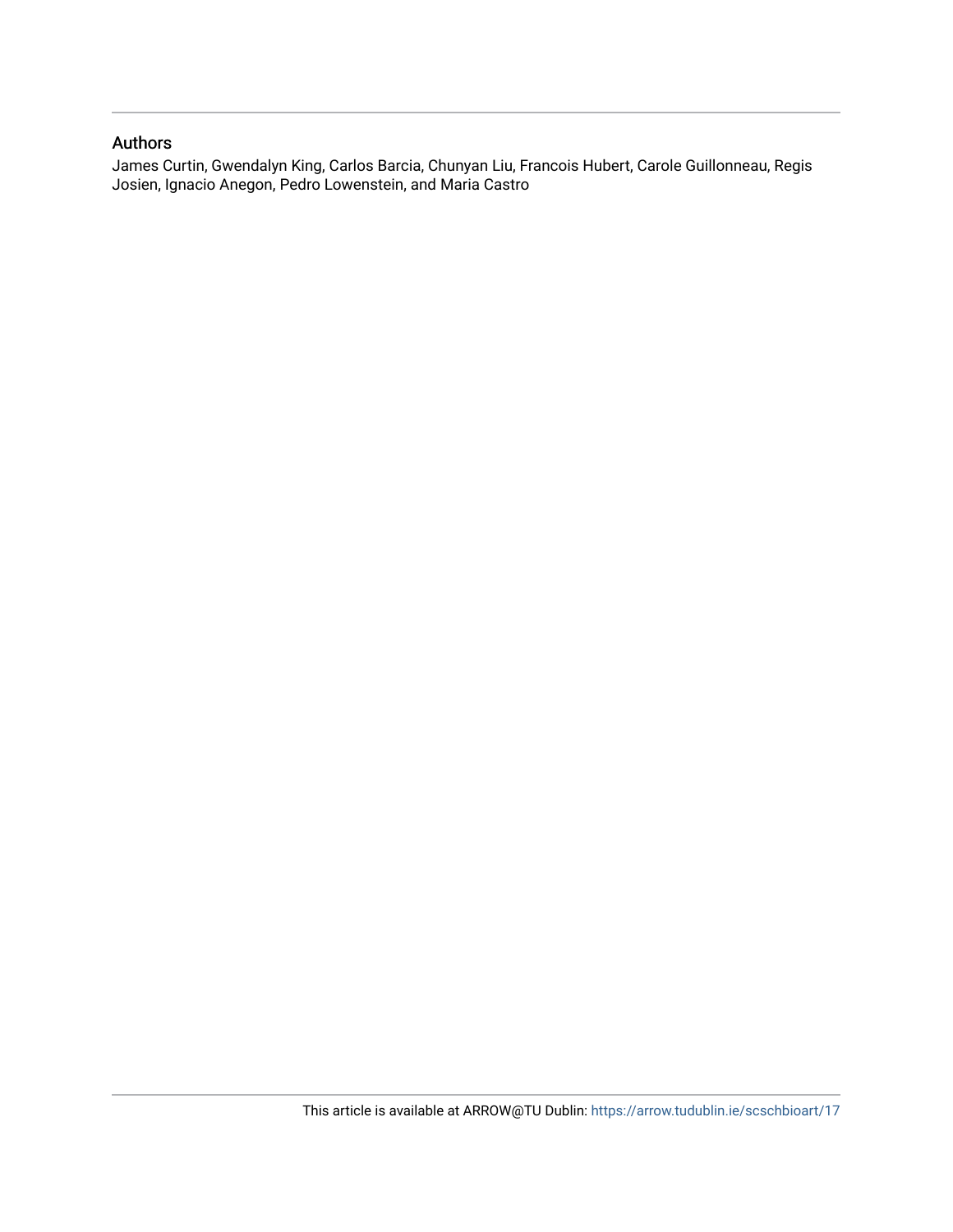## Authors

James Curtin, Gwendalyn King, Carlos Barcia, Chunyan Liu, Francois Hubert, Carole Guillonneau, Regis Josien, Ignacio Anegon, Pedro Lowenstein, and Maria Castro

This article is available at ARROW@TU Dublin: https://arrow.tudublin.ie/scschbioart/17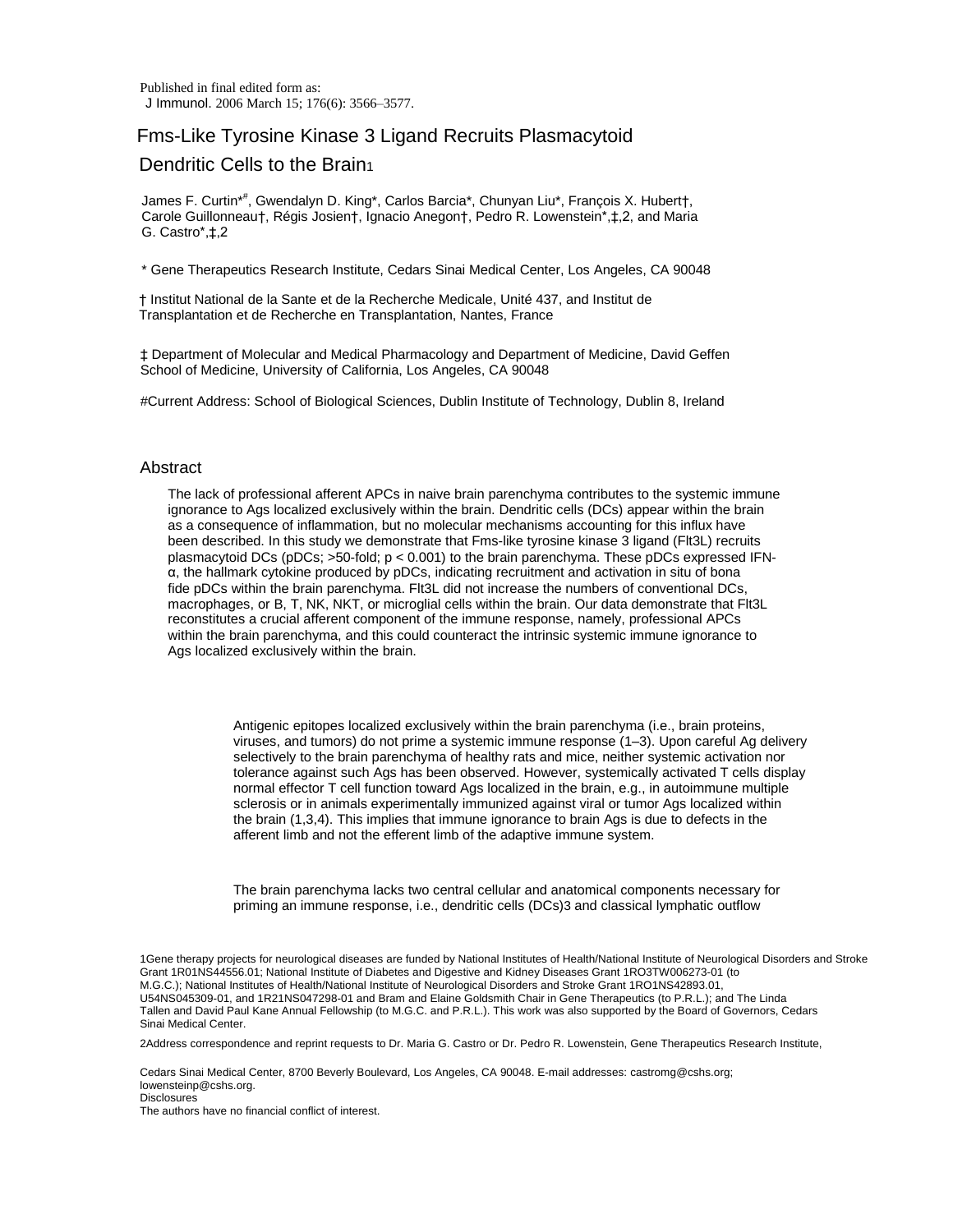Published in final edited form as:
J Immunol. 2006 March 15; 176(6): 3566–3577.

# Fms-Like Tyrosine Kinase 3 Ligand Recruits Plasmacytoid Dendritic Cells to the Brain[1]

James F. Curtin*[#], Gwendalyn D. King*, Carlos Barcia*, Chunyan Liu*, François X. Hubert†, Carole Guillonneau†, Régis Josien†, Ignacio Anegon†, Pedro R. Lowenstein*,‡,2, and Maria G. Castro*,‡,2

* Gene Therapeutics Research Institute, Cedars Sinai Medical Center, Los Angeles, CA 90048

† Institut National de la Sante et de la Recherche Medicale, Unité 437, and Institut de Transplantation et de Recherche en Transplantation, Nantes, France

‡ Department of Molecular and Medical Pharmacology and Department of Medicine, David Geffen School of Medicine, University of California, Los Angeles, CA 90048

#Current Address: School of Biological Sciences, Dublin Institute of Technology, Dublin 8, Ireland

## Abstract

The lack of professional afferent APCs in naive brain parenchyma contributes to the systemic immune ignorance to Ags localized exclusively within the brain. Dendritic cells (DCs) appear within the brain as a consequence of inflammation, but no molecular mechanisms accounting for this influx have been described. In this study we demonstrate that Fms-like tyrosine kinase 3 ligand (Flt3L) recruits plasmacytoid DCs (pDCs; >50-fold; $p < 0.001$) to the brain parenchyma. These pDCs expressed IFN-α, the hallmark cytokine produced by pDCs, indicating recruitment and activation in situ of bona fide pDCs within the brain parenchyma. Flt3L did not increase the numbers of conventional DCs, macrophages, or B, T, NK, NKT, or microglial cells within the brain. Our data demonstrate that Flt3L reconstitutes a crucial afferent component of the immune response, namely, professional APCs within the brain parenchyma, and this could counteract the intrinsic systemic immune ignorance to Ags localized exclusively within the brain.

Antigenic epitopes localized exclusively within the brain parenchyma (i.e., brain proteins, viruses, and tumors) do not prime a systemic immune response (1–3). Upon careful Ag delivery selectively to the brain parenchyma of healthy rats and mice, neither systemic activation nor tolerance against such Ags has been observed. However, systemically activated T cells display normal effector T cell function toward Ags localized in the brain, e.g., in autoimmune multiple sclerosis or in animals experimentally immunized against viral or tumor Ags localized within the brain (1,3,4). This implies that immune ignorance to brain Ags is due to defects in the afferent limb and not the efferent limb of the adaptive immune system.

The brain parenchyma lacks two central cellular and anatomical components necessary for priming an immune response, i.e., dendritic cells (DCs)[3] and classical lymphatic outflow

1Gene therapy projects for neurological diseases are funded by National Institutes of Health/National Institute of Neurological Disorders and Stroke Grant 1R01NS44556.01; National Institute of Diabetes and Digestive and Kidney Diseases Grant 1RO3TW006273-01 (to M.G.C.); National Institutes of Health/National Institute of Neurological Disorders and Stroke Grant 1RO1NS42893.01, U54NS045309-01, and 1R21NS047298-01 and Bram and Elaine Goldsmith Chair in Gene Therapeutics (to P.R.L.); and The Linda Tallen and David Paul Kane Annual Fellowship (to M.G.C. and P.R.L.). This work was also supported by the Board of Governors, Cedars Sinai Medical Center.

2Address correspondence and reprint requests to Dr. Maria G. Castro or Dr. Pedro R. Lowenstein, Gene Therapeutics Research Institute, Cedars Sinai Medical Center, 8700 Beverly Boulevard, Los Angeles, CA 90048. E-mail addresses: castromg@cshs.org; lowensteinp@cshs.org.

Disclosures

The authors have no financial conflict of interest.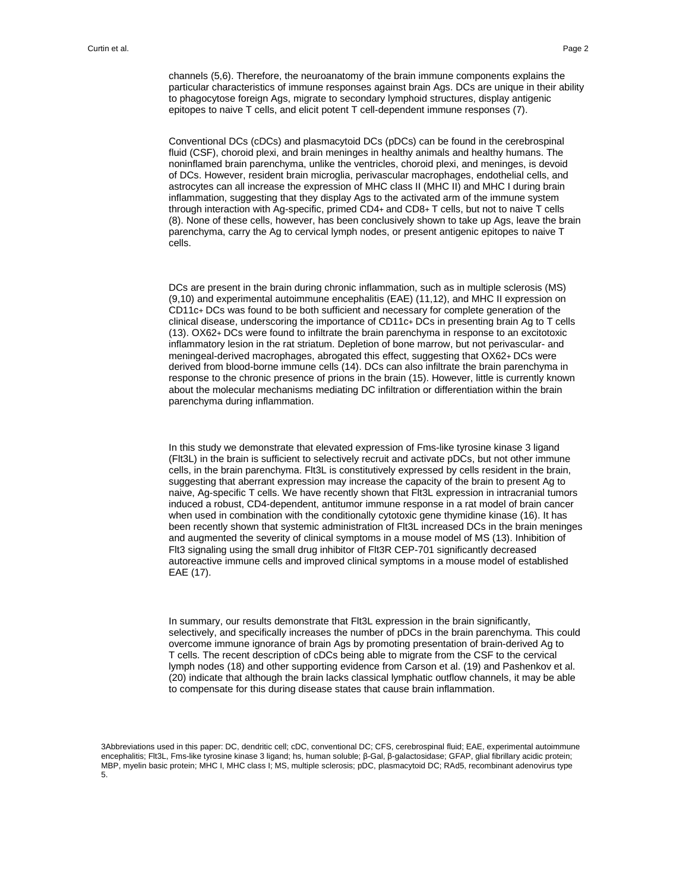channels (5,6). Therefore, the neuroanatomy of the brain immune components explains the particular characteristics of immune responses against brain Ags. DCs are unique in their ability to phagocytose foreign Ags, migrate to secondary lymphoid structures, display antigenic epitopes to naive T cells, and elicit potent T cell-dependent immune responses (7).

Conventional DCs (cDCs) and plasmacytoid DCs (pDCs) can be found in the cerebrospinal fluid (CSF), choroid plexi, and brain meninges in healthy animals and healthy humans. The noninflamed brain parenchyma, unlike the ventricles, choroid plexi, and meninges, is devoid of DCs. However, resident brain microglia, perivascular macrophages, endothelial cells, and astrocytes can all increase the expression of MHC class II (MHC II) and MHC I during brain inflammation, suggesting that they display Ags to the activated arm of the immune system through interaction with Ag-specific, primed $CD4^+$ and $CD8^+$ T cells, but not to naive T cells (8). None of these cells, however, has been conclusively shown to take up Ags, leave the brain parenchyma, carry the Ag to cervical lymph nodes, or present antigenic epitopes to naive T cells.

DCs are present in the brain during chronic inflammation, such as in multiple sclerosis (MS) (9,10) and experimental autoimmune encephalitis (EAE) (11,12), and MHC II expression on $CD11c^+$ DCs was found to be both sufficient and necessary for complete generation of the clinical disease, underscoring the importance of $CD11c^+$ DCs in presenting brain Ag to T cells (13). $OX62^+$ DCs were found to infiltrate the brain parenchyma in response to an excitotoxic inflammatory lesion in the rat striatum. Depletion of bone marrow, but not perivascular- and meningeal-derived macrophages, abrogated this effect, suggesting that $OX62^+$ DCs were derived from blood-borne immune cells (14). DCs can also infiltrate the brain parenchyma in response to the chronic presence of prions in the brain (15). However, little is currently known about the molecular mechanisms mediating DC infiltration or differentiation within the brain parenchyma during inflammation.

In this study we demonstrate that elevated expression of Fms-like tyrosine kinase 3 ligand (Flt3L) in the brain is sufficient to selectively recruit and activate pDCs, but not other immune cells, in the brain parenchyma. Flt3L is constitutively expressed by cells resident in the brain, suggesting that aberrant expression may increase the capacity of the brain to present Ag to naive, Ag-specific T cells. We have recently shown that Flt3L expression in intracranial tumors induced a robust, CD4-dependent, antitumor immune response in a rat model of brain cancer when used in combination with the conditionally cytotoxic gene thymidine kinase (16). It has been recently shown that systemic administration of Flt3L increased DCs in the brain meninges and augmented the severity of clinical symptoms in a mouse model of MS (13). Inhibition of Flt3 signaling using the small drug inhibitor of Flt3R CEP-701 significantly decreased autoreactive immune cells and improved clinical symptoms in a mouse model of established EAE (17).

In summary, our results demonstrate that Flt3L expression in the brain significantly, selectively, and specifically increases the number of pDCs in the brain parenchyma. This could overcome immune ignorance of brain Ags by promoting presentation of brain-derived Ag to T cells. The recent description of cDCs being able to migrate from the CSF to the cervical lymph nodes (18) and other supporting evidence from Carson et al. (19) and Pashenkov et al. (20) indicate that although the brain lacks classical lymphatic outflow channels, it may be able to compensate for this during disease states that cause brain inflammation.

[3]Abbreviations used in this paper: DC, dendritic cell; cDC, conventional DC; CFS, cerebrospinal fluid; EAE, experimental autoimmune encephalitis; Flt3L, Fms-like tyrosine kinase 3 ligand; hs, human soluble; β-Gal, β-galactosidase; GFAP, glial fibrillary acidic protein; MBP, myelin basic protein; MHC I, MHC class I; MS, multiple sclerosis; pDC, plasmacytoid DC; RAd5, recombinant adenovirus type 5.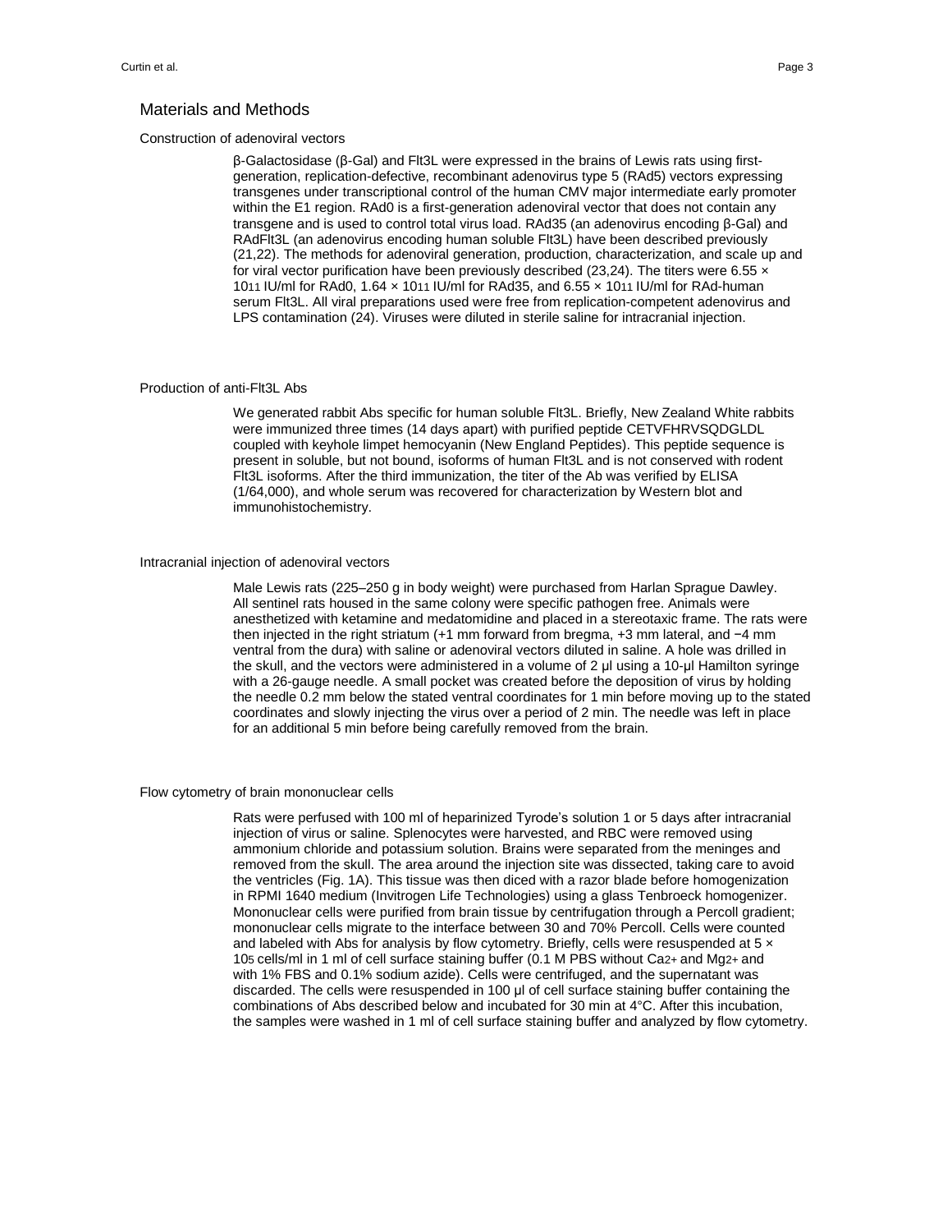## Materials and Methods

### Construction of adenoviral vectors

β-Galactosidase (β-Gal) and Flt3L were expressed in the brains of Lewis rats using first-generation, replication-defective, recombinant adenovirus type 5 (RAd5) vectors expressing transgenes under transcriptional control of the human CMV major intermediate early promoter within the E1 region. RAd0 is a first-generation adenoviral vector that does not contain any transgene and is used to control total virus load. RAd35 (an adenovirus encoding β-Gal) and RAdFlt3L (an adenovirus encoding human soluble Flt3L) have been described previously (21,22). The methods for adenoviral generation, production, characterization, and scale up and for viral vector purification have been previously described (23,24). The titers were $6.55 \times 10^{11}$ IU/ml for RAd0, $1.64 \times 10^{11}$ IU/ml for RAd35, and $6.55 \times 10^{11}$ IU/ml for RAd-human serum Flt3L. All viral preparations used were free from replication-competent adenovirus and LPS contamination (24). Viruses were diluted in sterile saline for intracranial injection.

### Production of anti-Flt3L Abs

We generated rabbit Abs specific for human soluble Flt3L. Briefly, New Zealand White rabbits were immunized three times (14 days apart) with purified peptide CETVFHRVSQDGLDL coupled with keyhole limpet hemocyanin (New England Peptides). This peptide sequence is present in soluble, but not bound, isoforms of human Flt3L and is not conserved with rodent Flt3L isoforms. After the third immunization, the titer of the Ab was verified by ELISA (1/64,000), and whole serum was recovered for characterization by Western blot and immunohistochemistry.

### Intracranial injection of adenoviral vectors

Male Lewis rats (225–250 g in body weight) were purchased from Harlan Sprague Dawley. All sentinel rats housed in the same colony were specific pathogen free. Animals were anesthetized with ketamine and medatomidine and placed in a stereotaxic frame. The rats were then injected in the right striatum (+1 mm forward from bregma, +3 mm lateral, and −4 mm ventral from the dura) with saline or adenoviral vectors diluted in saline. A hole was drilled in the skull, and the vectors were administered in a volume of 2 μl using a 10-μl Hamilton syringe with a 26-gauge needle. A small pocket was created before the deposition of virus by holding the needle 0.2 mm below the stated ventral coordinates for 1 min before moving up to the stated coordinates and slowly injecting the virus over a period of 2 min. The needle was left in place for an additional 5 min before being carefully removed from the brain.

### Flow cytometry of brain mononuclear cells

Rats were perfused with 100 ml of heparinized Tyrode's solution 1 or 5 days after intracranial injection of virus or saline. Splenocytes were harvested, and RBC were removed using ammonium chloride and potassium solution. Brains were separated from the meninges and removed from the skull. The area around the injection site was dissected, taking care to avoid the ventricles (Fig. 1A). This tissue was then diced with a razor blade before homogenization in RPMI 1640 medium (Invitrogen Life Technologies) using a glass Tenbroeck homogenizer. Mononuclear cells were purified from brain tissue by centrifugation through a Percoll gradient; mononuclear cells migrate to the interface between 30 and 70% Percoll. Cells were counted and labeled with Abs for analysis by flow cytometry. Briefly, cells were resuspended at $5 \times 10^5$ cells/ml in 1 ml of cell surface staining buffer (0.1 M PBS without $Ca^{2+}$ and $Mg^{2+}$ and with 1% FBS and 0.1% sodium azide). Cells were centrifuged, and the supernatant was discarded. The cells were resuspended in 100 μl of cell surface staining buffer containing the combinations of Abs described below and incubated for 30 min at 4°C. After this incubation, the samples were washed in 1 ml of cell surface staining buffer and analyzed by flow cytometry.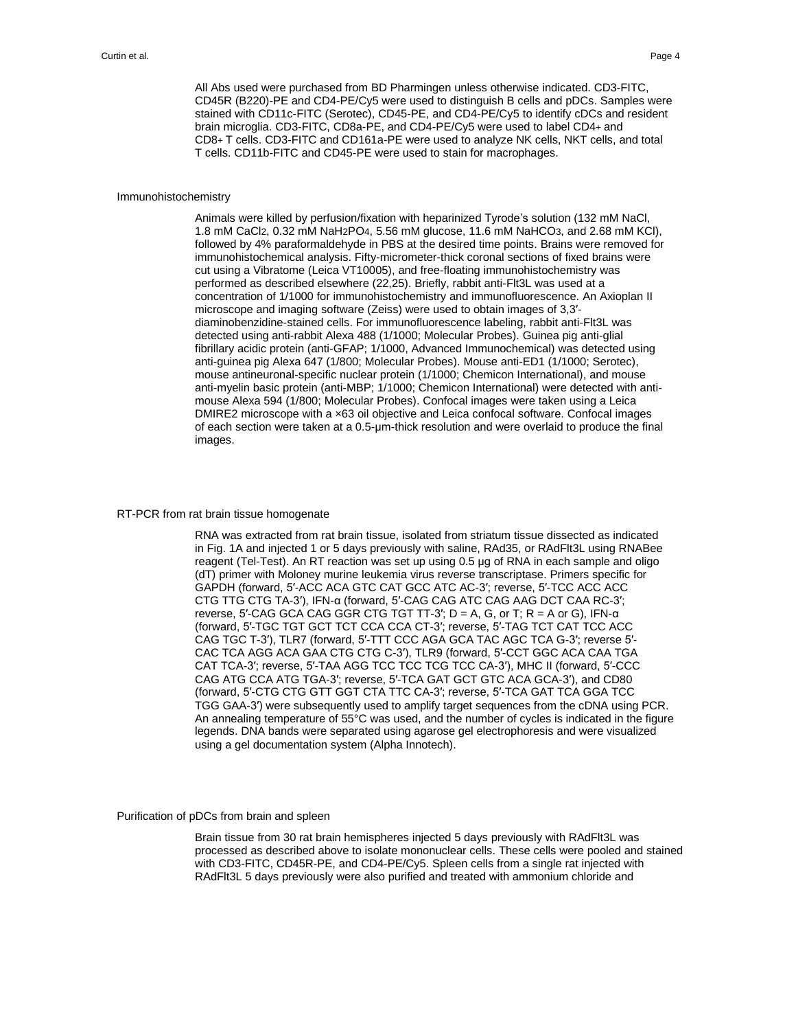All Abs used were purchased from BD Pharmingen unless otherwise indicated. CD3-FITC, CD45R (B220)-PE and CD4-PE/Cy5 were used to distinguish B cells and pDCs. Samples were stained with CD11c-FITC (Serotec), CD45-PE, and CD4-PE/Cy5 to identify cDCs and resident brain microglia. CD3-FITC, CD8a-PE, and CD4-PE/Cy5 were used to label CD4+ and CD8+ T cells. CD3-FITC and CD161a-PE were used to analyze NK cells, NKT cells, and total T cells. CD11b-FITC and CD45-PE were used to stain for macrophages.

## Immunohistochemistry

Animals were killed by perfusion/fixation with heparinized Tyrode's solution (132 mM NaCl, 1.8 mM $CaCl_2$, 0.32 mM $NaH_2PO_4$, 5.56 mM glucose, 11.6 mM $NaHCO_3$, and 2.68 mM KCl), followed by 4% paraformaldehyde in PBS at the desired time points. Brains were removed for immunohistochemical analysis. Fifty-micrometer-thick coronal sections of fixed brains were cut using a Vibratome (Leica VT10005), and free-floating immunohistochemistry was performed as described elsewhere (22,25). Briefly, rabbit anti-Flt3L was used at a concentration of 1/1000 for immunohistochemistry and immunofluorescence. An Axioplan II microscope and imaging software (Zeiss) were used to obtain images of 3,3′-diaminobenzidine-stained cells. For immunofluorescence labeling, rabbit anti-Flt3L was detected using anti-rabbit Alexa 488 (1/1000; Molecular Probes). Guinea pig anti-glial fibrillary acidic protein (anti-GFAP; 1/1000, Advanced Immunochemical) was detected using anti-guinea pig Alexa 647 (1/800; Molecular Probes). Mouse anti-ED1 (1/1000; Serotec), mouse antineuronal-specific nuclear protein (1/1000; Chemicon International), and mouse anti-myelin basic protein (anti-MBP; 1/1000; Chemicon International) were detected with anti-mouse Alexa 594 (1/800; Molecular Probes). Confocal images were taken using a Leica DMIRE2 microscope with a ×63 oil objective and Leica confocal software. Confocal images of each section were taken at a 0.5-μm-thick resolution and were overlaid to produce the final images.

## RT-PCR from rat brain tissue homogenate

RNA was extracted from rat brain tissue, isolated from striatum tissue dissected as indicated in Fig. 1A and injected 1 or 5 days previously with saline, RAd35, or RAdFlt3L using RNABee reagent (Tel-Test). An RT reaction was set up using 0.5 μg of RNA in each sample and oligo (dT) primer with Moloney murine leukemia virus reverse transcriptase. Primers specific for GAPDH (forward, 5′-ACC ACA GTC CAT GCC ATC AC-3′; reverse, 5′-TCC ACC ACC CTG TTG CTG TA-3′), IFN-α (forward, 5′-CAG CAG ATC CAG AAG DCT CAA RC-3′; reverse, 5′-CAG GCA CAG GGR CTG TGT TT-3′; D = A, G, or T; R = A or G), IFN-α (forward, 5′-TGC TGT GCT TCT CCA CCA CT-3′; reverse, 5′-TAG TCT CAT TCC ACC CAG TGC T-3′), TLR7 (forward, 5′-TTT CCC AGA GCA TAC AGC TCA G-3′; reverse 5′-CAC TCA AGG ACA GAA CTG CTG C-3′), TLR9 (forward, 5′-CCT GGC ACA CAA TGA CAT TCA-3′; reverse, 5′-TAA AGG TCC TCC TCG TCC CA-3′), MHC II (forward, 5′-CCC CAG ATG CCA ATG TGA-3′; reverse, 5′-TCA GAT GCT GTC ACA GCA-3′), and CD80 (forward, 5′-CTG CTG GTT GGT CTA TTC CA-3′; reverse, 5′-TCA GAT TCA GGA TCC TGG GAA-3′) were subsequently used to amplify target sequences from the cDNA using PCR. An annealing temperature of 55°C was used, and the number of cycles is indicated in the figure legends. DNA bands were separated using agarose gel electrophoresis and were visualized using a gel documentation system (Alpha Innotech).

## Purification of pDCs from brain and spleen

Brain tissue from 30 rat brain hemispheres injected 5 days previously with RAdFlt3L was processed as described above to isolate mononuclear cells. These cells were pooled and stained with CD3-FITC, CD45R-PE, and CD4-PE/Cy5. Spleen cells from a single rat injected with RAdFlt3L 5 days previously were also purified and treated with ammonium chloride and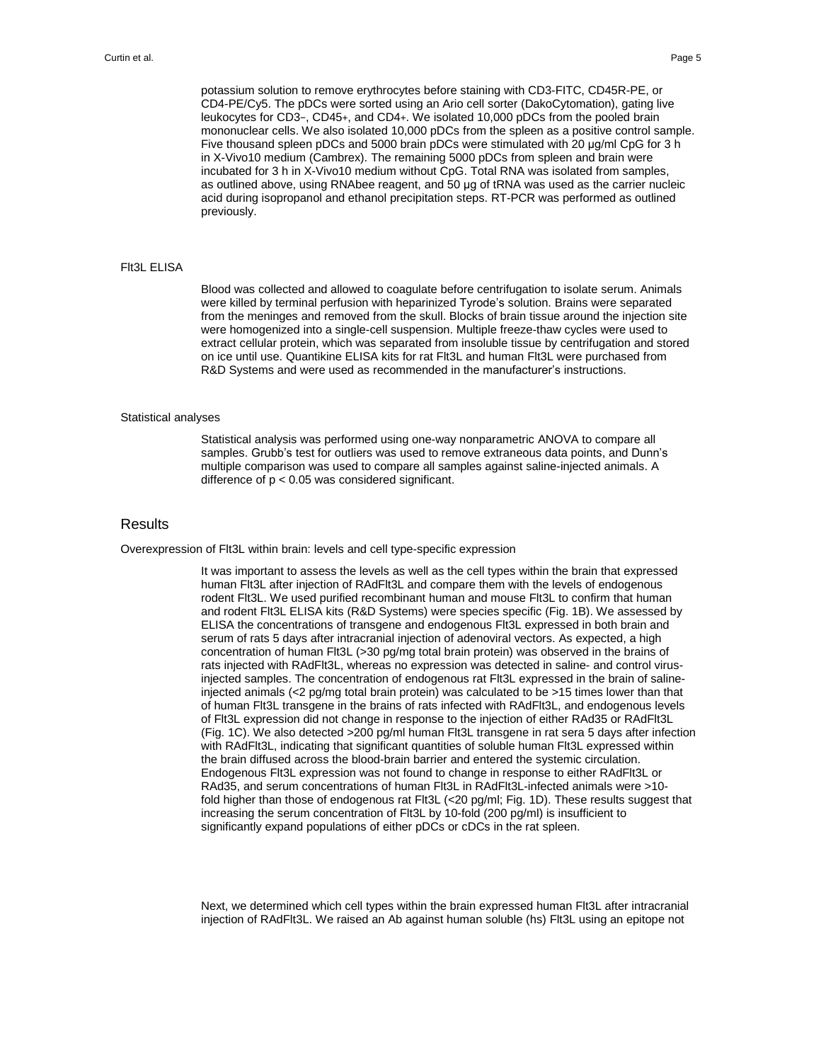potassium solution to remove erythrocytes before staining with CD3-FITC, CD45R-PE, or CD4-PE/Cy5. The pDCs were sorted using an Ario cell sorter (DakoCytomation), gating live leukocytes for CD3−, CD45+, and CD4+. We isolated 10,000 pDCs from the pooled brain mononuclear cells. We also isolated 10,000 pDCs from the spleen as a positive control sample. Five thousand spleen pDCs and 5000 brain pDCs were stimulated with 20 μg/ml CpG for 3 h in X-Vivo10 medium (Cambrex). The remaining 5000 pDCs from spleen and brain were incubated for 3 h in X-Vivo10 medium without CpG. Total RNA was isolated from samples, as outlined above, using RNAbee reagent, and 50 μg of tRNA was used as the carrier nucleic acid during isopropanol and ethanol precipitation steps. RT-PCR was performed as outlined previously.

### Flt3L ELISA

Blood was collected and allowed to coagulate before centrifugation to isolate serum. Animals were killed by terminal perfusion with heparinized Tyrode's solution. Brains were separated from the meninges and removed from the skull. Blocks of brain tissue around the injection site were homogenized into a single-cell suspension. Multiple freeze-thaw cycles were used to extract cellular protein, which was separated from insoluble tissue by centrifugation and stored on ice until use. Quantikine ELISA kits for rat Flt3L and human Flt3L were purchased from R&D Systems and were used as recommended in the manufacturer's instructions.

### Statistical analyses

Statistical analysis was performed using one-way nonparametric ANOVA to compare all samples. Grubb's test for outliers was used to remove extraneous data points, and Dunn's multiple comparison was used to compare all samples against saline-injected animals. A difference of $p < 0.05$ was considered significant.

## Results

### Overexpression of Flt3L within brain: levels and cell type-specific expression

It was important to assess the levels as well as the cell types within the brain that expressed human Flt3L after injection of RAdFlt3L and compare them with the levels of endogenous rodent Flt3L. We used purified recombinant human and mouse Flt3L to confirm that human and rodent Flt3L ELISA kits (R&D Systems) were species specific (Fig. 1B). We assessed by ELISA the concentrations of transgene and endogenous Flt3L expressed in both brain and serum of rats 5 days after intracranial injection of adenoviral vectors. As expected, a high concentration of human Flt3L (>30 pg/mg total brain protein) was observed in the brains of rats injected with RAdFlt3L, whereas no expression was detected in saline- and control virus-injected samples. The concentration of endogenous rat Flt3L expressed in the brain of saline-injected animals (<2 pg/mg total brain protein) was calculated to be >15 times lower than that of human Flt3L transgene in the brains of rats infected with RAdFlt3L, and endogenous levels of Flt3L expression did not change in response to the injection of either RAd35 or RAdFlt3L (Fig. 1C). We also detected >200 pg/ml human Flt3L transgene in rat sera 5 days after infection with RAdFlt3L, indicating that significant quantities of soluble human Flt3L expressed within the brain diffused across the blood-brain barrier and entered the systemic circulation. Endogenous Flt3L expression was not found to change in response to either RAdFlt3L or RAd35, and serum concentrations of human Flt3L in RAdFlt3L-infected animals were >10-fold higher than those of endogenous rat Flt3L (<20 pg/ml; Fig. 1D). These results suggest that increasing the serum concentration of Flt3L by 10-fold (200 pg/ml) is insufficient to significantly expand populations of either pDCs or cDCs in the rat spleen.

Next, we determined which cell types within the brain expressed human Flt3L after intracranial injection of RAdFlt3L. We raised an Ab against human soluble (hs) Flt3L using an epitope not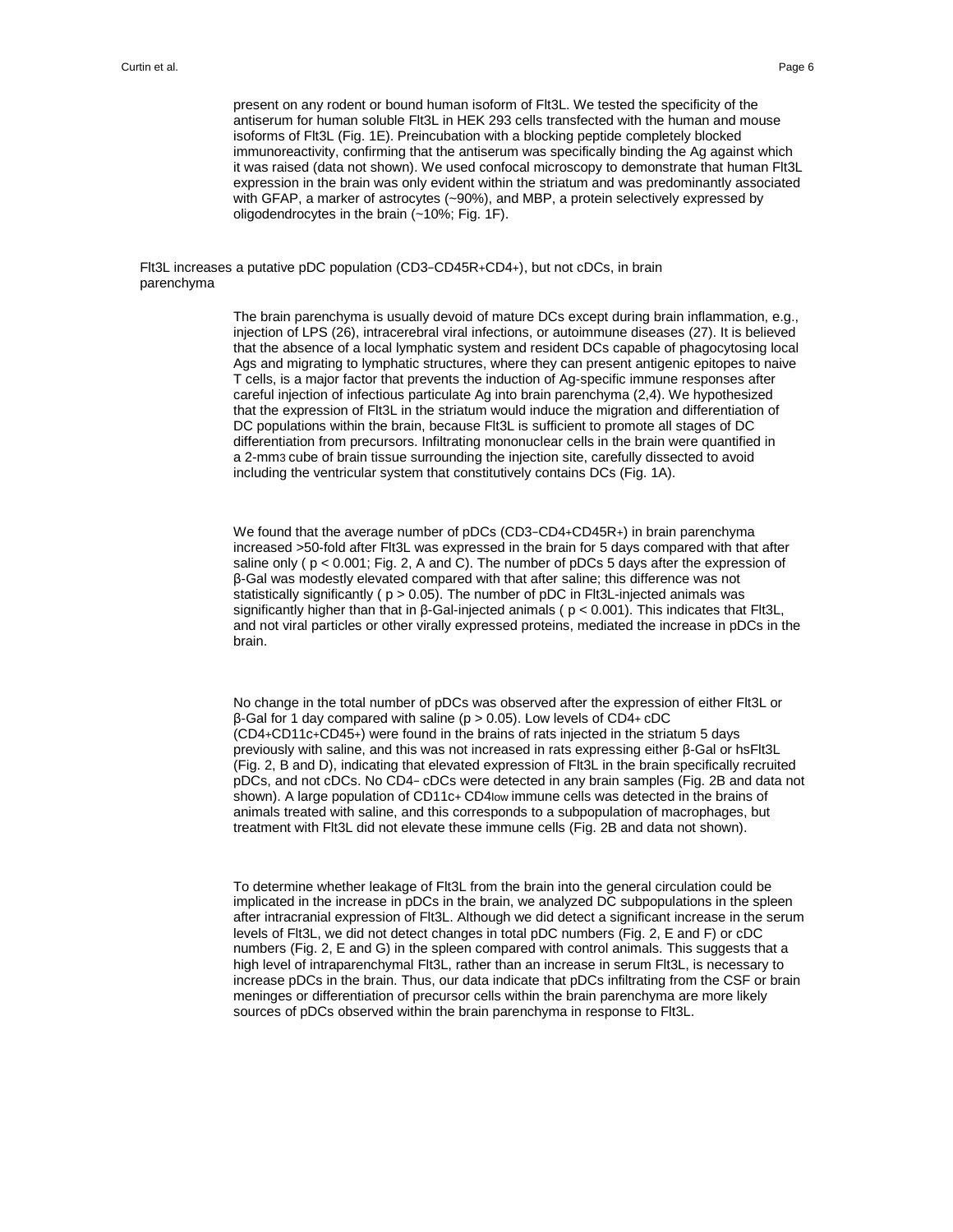present on any rodent or bound human isoform of Flt3L. We tested the specificity of the antiserum for human soluble Flt3L in HEK 293 cells transfected with the human and mouse isoforms of Flt3L (Fig. 1E). Preincubation with a blocking peptide completely blocked immunoreactivity, confirming that the antiserum was specifically binding the Ag against which it was raised (data not shown). We used confocal microscopy to demonstrate that human Flt3L expression in the brain was only evident within the striatum and was predominantly associated with GFAP, a marker of astrocytes (~90%), and MBP, a protein selectively expressed by oligodendrocytes in the brain (~10%; Fig. 1F).

### Flt3L increases a putative pDC population ($CD3^-CD45R^+CD4^+$), but not cDCs, in brain parenchyma

The brain parenchyma is usually devoid of mature DCs except during brain inflammation, e.g., injection of LPS (26), intracerebral viral infections, or autoimmune diseases (27). It is believed that the absence of a local lymphatic system and resident DCs capable of phagocytosing local Ags and migrating to lymphatic structures, where they can present antigenic epitopes to naive T cells, is a major factor that prevents the induction of Ag-specific immune responses after careful injection of infectious particulate Ag into brain parenchyma (2,4). We hypothesized that the expression of Flt3L in the striatum would induce the migration and differentiation of DC populations within the brain, because Flt3L is sufficient to promote all stages of DC differentiation from precursors. Infiltrating mononuclear cells in the brain were quantified in a 2-$mm^3$ cube of brain tissue surrounding the injection site, carefully dissected to avoid including the ventricular system that constitutively contains DCs (Fig. 1A).

We found that the average number of pDCs ($CD3^-CD4^+CD45R^+$) in brain parenchyma increased >50-fold after Flt3L was expressed in the brain for 5 days compared with that after saline only ( $p < 0.001$; Fig. 2, A and C). The number of pDCs 5 days after the expression of β-Gal was modestly elevated compared with that after saline; this difference was not statistically significantly ( $p > 0.05$). The number of pDC in Flt3L-injected animals was significantly higher than that in β-Gal-injected animals ( $p < 0.001$). This indicates that Flt3L, and not viral particles or other virally expressed proteins, mediated the increase in pDCs in the brain.

No change in the total number of pDCs was observed after the expression of either Flt3L or β-Gal for 1 day compared with saline ($p > 0.05$). Low levels of $CD4^+$ cDC ($CD4^+CD11c^+CD45^+$) were found in the brains of rats injected in the striatum 5 days previously with saline, and this was not increased in rats expressing either β-Gal or hsFlt3L (Fig. 2, B and D), indicating that elevated expression of Flt3L in the brain specifically recruited pDCs, and not cDCs. No $CD4^-$ cDCs were detected in any brain samples (Fig. 2B and data not shown). A large population of $CD11c^+$ $CD4^{low}$ immune cells was detected in the brains of animals treated with saline, and this corresponds to a subpopulation of macrophages, but treatment with Flt3L did not elevate these immune cells (Fig. 2B and data not shown).

To determine whether leakage of Flt3L from the brain into the general circulation could be implicated in the increase in pDCs in the brain, we analyzed DC subpopulations in the spleen after intracranial expression of Flt3L. Although we did detect a significant increase in the serum levels of Flt3L, we did not detect changes in total pDC numbers (Fig. 2, E and F) or cDC numbers (Fig. 2, E and G) in the spleen compared with control animals. This suggests that a high level of intraparenchymal Flt3L, rather than an increase in serum Flt3L, is necessary to increase pDCs in the brain. Thus, our data indicate that pDCs infiltrating from the CSF or brain meninges or differentiation of precursor cells within the brain parenchyma are more likely sources of pDCs observed within the brain parenchyma in response to Flt3L.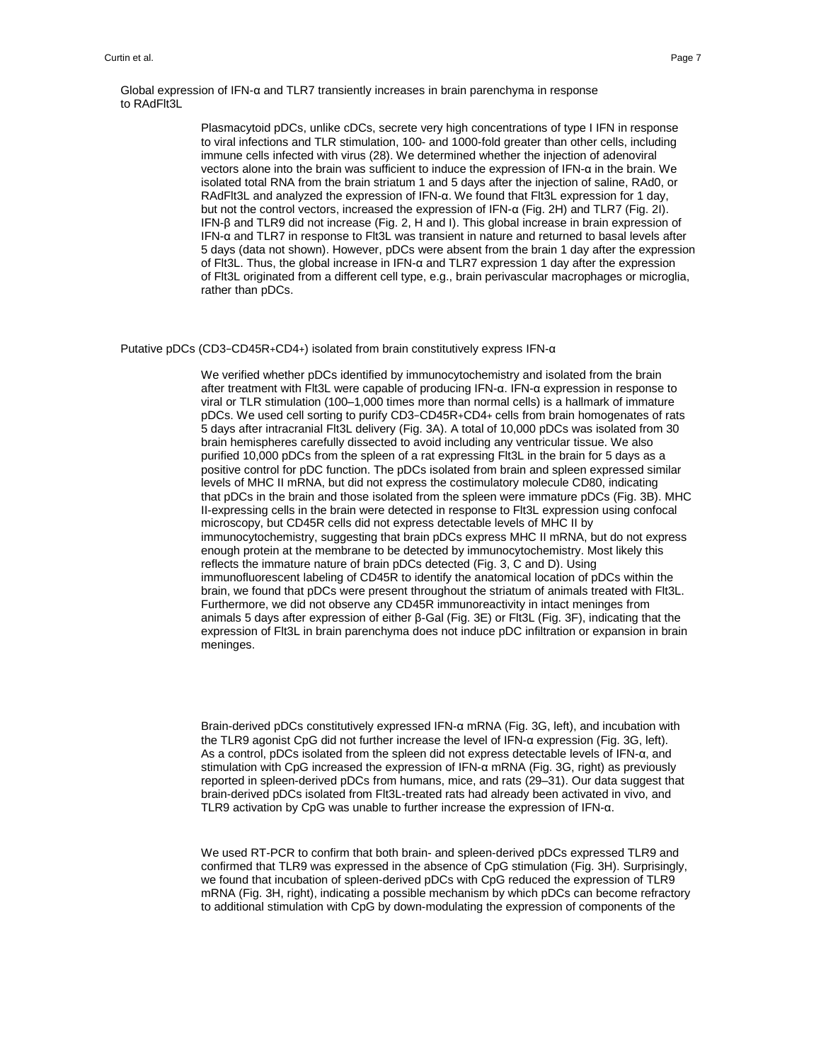### Global expression of IFN-α and TLR7 transiently increases in brain parenchyma in response to RAdFlt3L

Plasmacytoid pDCs, unlike cDCs, secrete very high concentrations of type I IFN in response to viral infections and TLR stimulation, 100- and 1000-fold greater than other cells, including immune cells infected with virus (28). We determined whether the injection of adenoviral vectors alone into the brain was sufficient to induce the expression of IFN-α in the brain. We isolated total RNA from the brain striatum 1 and 5 days after the injection of saline, RAd0, or RAdFlt3L and analyzed the expression of IFN-α. We found that Flt3L expression for 1 day, but not the control vectors, increased the expression of IFN-α (Fig. 2H) and TLR7 (Fig. 2I). IFN-β and TLR9 did not increase (Fig. 2, H and I). This global increase in brain expression of IFN-α and TLR7 in response to Flt3L was transient in nature and returned to basal levels after 5 days (data not shown). However, pDCs were absent from the brain 1 day after the expression of Flt3L. Thus, the global increase in IFN-α and TLR7 expression 1 day after the expression of Flt3L originated from a different cell type, e.g., brain perivascular macrophages or microglia, rather than pDCs.

### Putative pDCs ($CD3^{-}CD45R^{+}CD4^{+}$) isolated from brain constitutively express IFN-α

We verified whether pDCs identified by immunocytochemistry and isolated from the brain after treatment with Flt3L were capable of producing IFN-α. IFN-α expression in response to viral or TLR stimulation (100–1,000 times more than normal cells) is a hallmark of immature pDCs. We used cell sorting to purify $CD3^{-}CD45R^{+}CD4^{+}$ cells from brain homogenates of rats 5 days after intracranial Flt3L delivery (Fig. 3A). A total of 10,000 pDCs was isolated from 30 brain hemispheres carefully dissected to avoid including any ventricular tissue. We also purified 10,000 pDCs from the spleen of a rat expressing Flt3L in the brain for 5 days as a positive control for pDC function. The pDCs isolated from brain and spleen expressed similar levels of MHC II mRNA, but did not express the costimulatory molecule CD80, indicating that pDCs in the brain and those isolated from the spleen were immature pDCs (Fig. 3B). MHC II-expressing cells in the brain were detected in response to Flt3L expression using confocal microscopy, but CD45R cells did not express detectable levels of MHC II by immunocytochemistry, suggesting that brain pDCs express MHC II mRNA, but do not express enough protein at the membrane to be detected by immunocytochemistry. Most likely this reflects the immature nature of brain pDCs detected (Fig. 3, C and D). Using immunofluorescent labeling of CD45R to identify the anatomical location of pDCs within the brain, we found that pDCs were present throughout the striatum of animals treated with Flt3L. Furthermore, we did not observe any CD45R immunoreactivity in intact meninges from animals 5 days after expression of either β-Gal (Fig. 3E) or Flt3L (Fig. 3F), indicating that the expression of Flt3L in brain parenchyma does not induce pDC infiltration or expansion in brain meninges.

Brain-derived pDCs constitutively expressed IFN-α mRNA (Fig. 3G, left), and incubation with the TLR9 agonist CpG did not further increase the level of IFN-α expression (Fig. 3G, left). As a control, pDCs isolated from the spleen did not express detectable levels of IFN-α, and stimulation with CpG increased the expression of IFN-α mRNA (Fig. 3G, right) as previously reported in spleen-derived pDCs from humans, mice, and rats (29–31). Our data suggest that brain-derived pDCs isolated from Flt3L-treated rats had already been activated in vivo, and TLR9 activation by CpG was unable to further increase the expression of IFN-α.

We used RT-PCR to confirm that both brain- and spleen-derived pDCs expressed TLR9 and confirmed that TLR9 was expressed in the absence of CpG stimulation (Fig. 3H). Surprisingly, we found that incubation of spleen-derived pDCs with CpG reduced the expression of TLR9 mRNA (Fig. 3H, right), indicating a possible mechanism by which pDCs can become refractory to additional stimulation with CpG by down-modulating the expression of components of the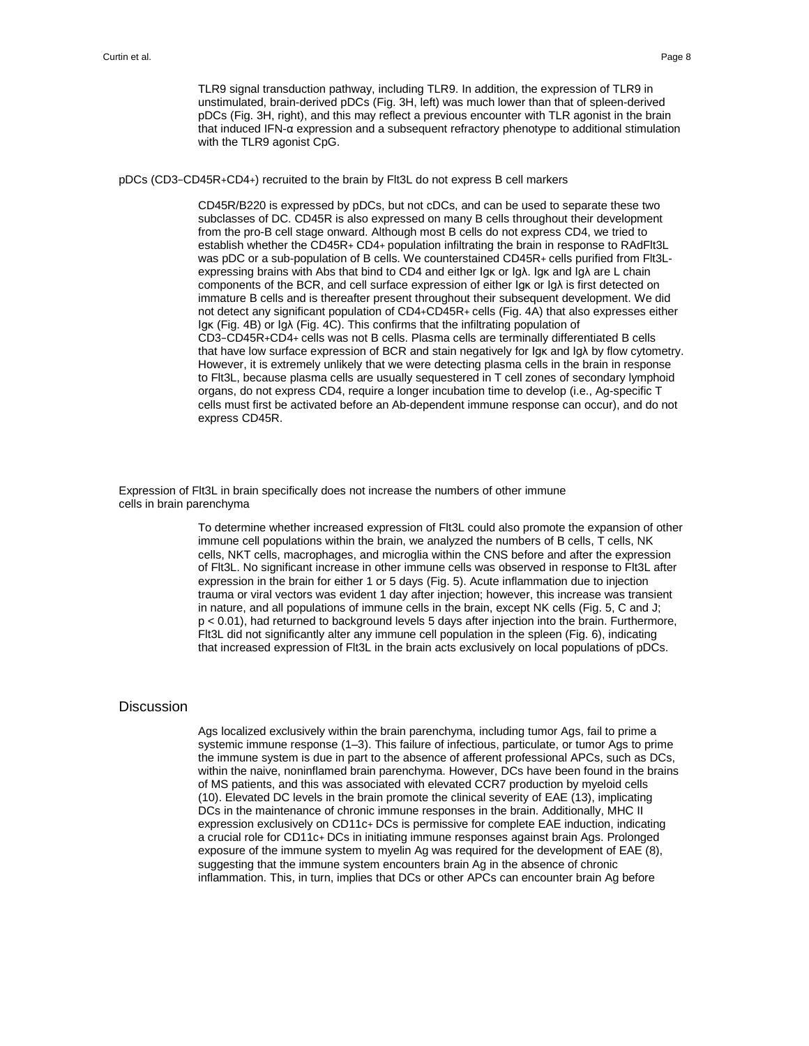TLR9 signal transduction pathway, including TLR9. In addition, the expression of TLR9 in unstimulated, brain-derived pDCs (Fig. 3H, left) was much lower than that of spleen-derived pDCs (Fig. 3H, right), and this may reflect a previous encounter with TLR agonist in the brain that induced IFN-α expression and a subsequent refractory phenotype to additional stimulation with the TLR9 agonist CpG.

### pDCs ($CD3^-CD45R^+CD4^+$) recruited to the brain by Flt3L do not express B cell markers

CD45R/B220 is expressed by pDCs, but not cDCs, and can be used to separate these two subclasses of DC. CD45R is also expressed on many B cells throughout their development from the pro-B cell stage onward. Although most B cells do not express CD4, we tried to establish whether the $CD45R^+ CD4^+$ population infiltrating the brain in response to RAdFlt3L was pDC or a sub-population of B cells. We counterstained $CD45R^+$ cells purified from Flt3L-expressing brains with Abs that bind to CD4 and either Igκ or Igλ. Igκ and Igλ are L chain components of the BCR, and cell surface expression of either Igκ or Igλ is first detected on immature B cells and is thereafter present throughout their subsequent development. We did not detect any significant population of $CD4^+CD45R^+$ cells (Fig. 4A) that also expresses either Igκ (Fig. 4B) or Igλ (Fig. 4C). This confirms that the infiltrating population of $CD3^-CD45R^+CD4^+$ cells was not B cells. Plasma cells are terminally differentiated B cells that have low surface expression of BCR and stain negatively for Igκ and Igλ by flow cytometry. However, it is extremely unlikely that we were detecting plasma cells in the brain in response to Flt3L, because plasma cells are usually sequestered in T cell zones of secondary lymphoid organs, do not express CD4, require a longer incubation time to develop (i.e., Ag-specific T cells must first be activated before an Ab-dependent immune response can occur), and do not express CD45R.

### Expression of Flt3L in brain specifically does not increase the numbers of other immune cells in brain parenchyma

To determine whether increased expression of Flt3L could also promote the expansion of other immune cell populations within the brain, we analyzed the numbers of B cells, T cells, NK cells, NKT cells, macrophages, and microglia within the CNS before and after the expression of Flt3L. No significant increase in other immune cells was observed in response to Flt3L after expression in the brain for either 1 or 5 days (Fig. 5). Acute inflammation due to injection trauma or viral vectors was evident 1 day after injection; however, this increase was transient in nature, and all populations of immune cells in the brain, except NK cells (Fig. 5, C and J; $p < 0.01$), had returned to background levels 5 days after injection into the brain. Furthermore, Flt3L did not significantly alter any immune cell population in the spleen (Fig. 6), indicating that increased expression of Flt3L in the brain acts exclusively on local populations of pDCs.

## Discussion

Ags localized exclusively within the brain parenchyma, including tumor Ags, fail to prime a systemic immune response (1–3). This failure of infectious, particulate, or tumor Ags to prime the immune system is due in part to the absence of afferent professional APCs, such as DCs, within the naive, noninflamed brain parenchyma. However, DCs have been found in the brains of MS patients, and this was associated with elevated CCR7 production by myeloid cells (10). Elevated DC levels in the brain promote the clinical severity of EAE (13), implicating DCs in the maintenance of chronic immune responses in the brain. Additionally, MHC II expression exclusively on $CD11c^+$ DCs is permissive for complete EAE induction, indicating a crucial role for $CD11c^+$ DCs in initiating immune responses against brain Ags. Prolonged exposure of the immune system to myelin Ag was required for the development of EAE (8), suggesting that the immune system encounters brain Ag in the absence of chronic inflammation. This, in turn, implies that DCs or other APCs can encounter brain Ag before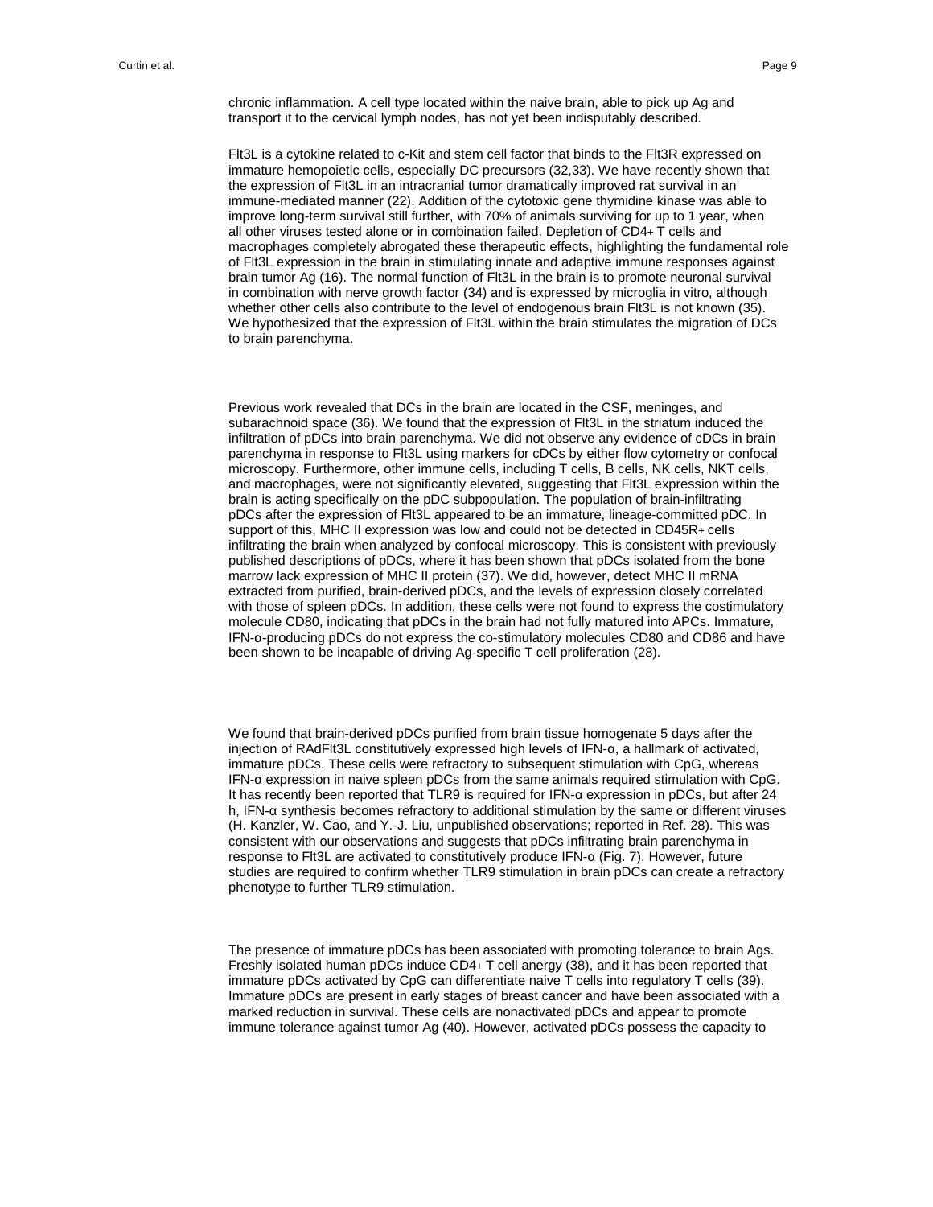chronic inflammation. A cell type located within the naive brain, able to pick up Ag and transport it to the cervical lymph nodes, has not yet been indisputably described.

Flt3L is a cytokine related to c-Kit and stem cell factor that binds to the Flt3R expressed on immature hemopoietic cells, especially DC precursors (32,33). We have recently shown that the expression of Flt3L in an intracranial tumor dramatically improved rat survival in an immune-mediated manner (22). Addition of the cytotoxic gene thymidine kinase was able to improve long-term survival still further, with 70% of animals surviving for up to 1 year, when all other viruses tested alone or in combination failed. Depletion of CD4+ T cells and macrophages completely abrogated these therapeutic effects, highlighting the fundamental role of Flt3L expression in the brain in stimulating innate and adaptive immune responses against brain tumor Ag (16). The normal function of Flt3L in the brain is to promote neuronal survival in combination with nerve growth factor (34) and is expressed by microglia in vitro, although whether other cells also contribute to the level of endogenous brain Flt3L is not known (35). We hypothesized that the expression of Flt3L within the brain stimulates the migration of DCs to brain parenchyma.

Previous work revealed that DCs in the brain are located in the CSF, meninges, and subarachnoid space (36). We found that the expression of Flt3L in the striatum induced the infiltration of pDCs into brain parenchyma. We did not observe any evidence of cDCs in brain parenchyma in response to Flt3L using markers for cDCs by either flow cytometry or confocal microscopy. Furthermore, other immune cells, including T cells, B cells, NK cells, NKT cells, and macrophages, were not significantly elevated, suggesting that Flt3L expression within the brain is acting specifically on the pDC subpopulation. The population of brain-infiltrating pDCs after the expression of Flt3L appeared to be an immature, lineage-committed pDC. In support of this, MHC II expression was low and could not be detected in CD45R+ cells infiltrating the brain when analyzed by confocal microscopy. This is consistent with previously published descriptions of pDCs, where it has been shown that pDCs isolated from the bone marrow lack expression of MHC II protein (37). We did, however, detect MHC II mRNA extracted from purified, brain-derived pDCs, and the levels of expression closely correlated with those of spleen pDCs. In addition, these cells were not found to express the costimulatory molecule CD80, indicating that pDCs in the brain had not fully matured into APCs. Immature, IFN-α-producing pDCs do not express the co-stimulatory molecules CD80 and CD86 and have been shown to be incapable of driving Ag-specific T cell proliferation (28).

We found that brain-derived pDCs purified from brain tissue homogenate 5 days after the injection of RAdFlt3L constitutively expressed high levels of IFN-α, a hallmark of activated, immature pDCs. These cells were refractory to subsequent stimulation with CpG, whereas IFN-α expression in naive spleen pDCs from the same animals required stimulation with CpG. It has recently been reported that TLR9 is required for IFN-α expression in pDCs, but after 24 h, IFN-α synthesis becomes refractory to additional stimulation by the same or different viruses (H. Kanzler, W. Cao, and Y.-J. Liu, unpublished observations; reported in Ref. 28). This was consistent with our observations and suggests that pDCs infiltrating brain parenchyma in response to Flt3L are activated to constitutively produce IFN-α (Fig. 7). However, future studies are required to confirm whether TLR9 stimulation in brain pDCs can create a refractory phenotype to further TLR9 stimulation.

The presence of immature pDCs has been associated with promoting tolerance to brain Ags. Freshly isolated human pDCs induce CD4+ T cell anergy (38), and it has been reported that immature pDCs activated by CpG can differentiate naive T cells into regulatory T cells (39). Immature pDCs are present in early stages of breast cancer and have been associated with a marked reduction in survival. These cells are nonactivated pDCs and appear to promote immune tolerance against tumor Ag (40). However, activated pDCs possess the capacity to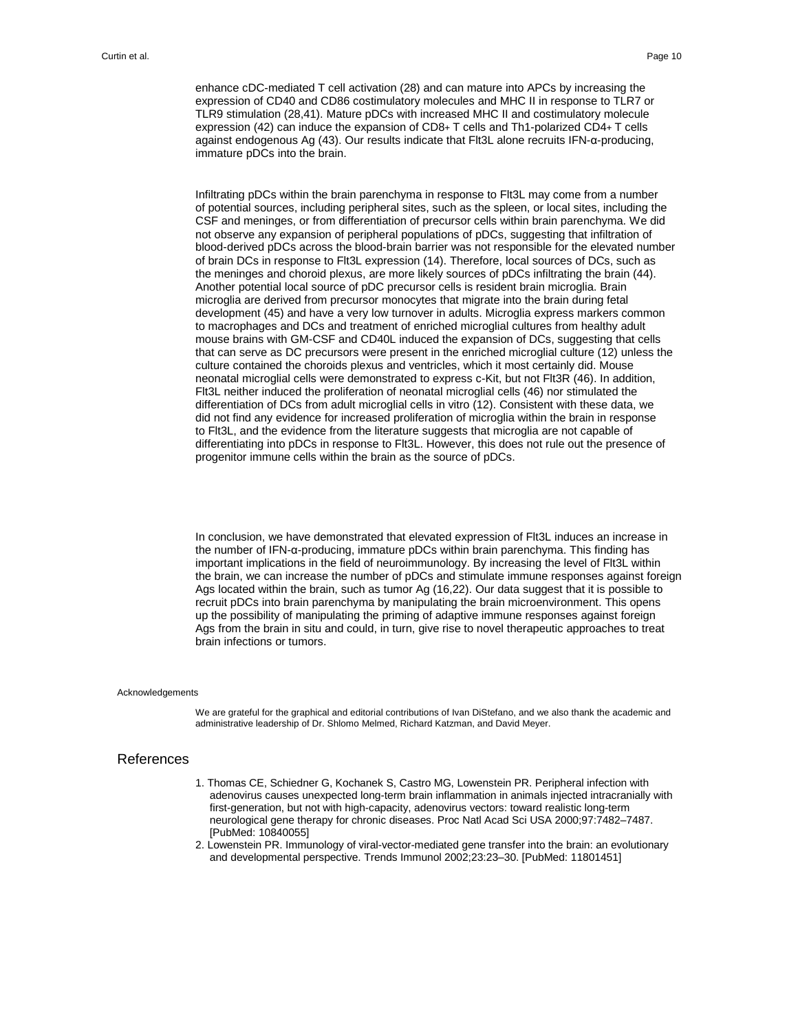enhance cDC-mediated T cell activation (28) and can mature into APCs by increasing the expression of CD40 and CD86 costimulatory molecules and MHC II in response to TLR7 or TLR9 stimulation (28,41). Mature pDCs with increased MHC II and costimulatory molecule expression (42) can induce the expansion of CD8+ T cells and Th1-polarized CD4+ T cells against endogenous Ag (43). Our results indicate that Flt3L alone recruits IFN-α-producing, immature pDCs into the brain.

Infiltrating pDCs within the brain parenchyma in response to Flt3L may come from a number of potential sources, including peripheral sites, such as the spleen, or local sites, including the CSF and meninges, or from differentiation of precursor cells within brain parenchyma. We did not observe any expansion of peripheral populations of pDCs, suggesting that infiltration of blood-derived pDCs across the blood-brain barrier was not responsible for the elevated number of brain DCs in response to Flt3L expression (14). Therefore, local sources of DCs, such as the meninges and choroid plexus, are more likely sources of pDCs infiltrating the brain (44). Another potential local source of pDC precursor cells is resident brain microglia. Brain microglia are derived from precursor monocytes that migrate into the brain during fetal development (45) and have a very low turnover in adults. Microglia express markers common to macrophages and DCs and treatment of enriched microglial cultures from healthy adult mouse brains with GM-CSF and CD40L induced the expansion of DCs, suggesting that cells that can serve as DC precursors were present in the enriched microglial culture (12) unless the culture contained the choroids plexus and ventricles, which it most certainly did. Mouse neonatal microglial cells were demonstrated to express c-Kit, but not Flt3R (46). In addition, Flt3L neither induced the proliferation of neonatal microglial cells (46) nor stimulated the differentiation of DCs from adult microglial cells in vitro (12). Consistent with these data, we did not find any evidence for increased proliferation of microglia within the brain in response to Flt3L, and the evidence from the literature suggests that microglia are not capable of differentiating into pDCs in response to Flt3L. However, this does not rule out the presence of progenitor immune cells within the brain as the source of pDCs.

In conclusion, we have demonstrated that elevated expression of Flt3L induces an increase in the number of IFN-α-producing, immature pDCs within brain parenchyma. This finding has important implications in the field of neuroimmunology. By increasing the level of Flt3L within the brain, we can increase the number of pDCs and stimulate immune responses against foreign Ags located within the brain, such as tumor Ag (16,22). Our data suggest that it is possible to recruit pDCs into brain parenchyma by manipulating the brain microenvironment. This opens up the possibility of manipulating the priming of adaptive immune responses against foreign Ags from the brain in situ and could, in turn, give rise to novel therapeutic approaches to treat brain infections or tumors.

## Acknowledgements

We are grateful for the graphical and editorial contributions of Ivan DiStefano, and we also thank the academic and administrative leadership of Dr. Shlomo Melmed, Richard Katzman, and David Meyer.

## References

1. Thomas CE, Schiedner G, Kochanek S, Castro MG, Lowenstein PR. Peripheral infection with adenovirus causes unexpected long-term brain inflammation in animals injected intracranially with first-generation, but not with high-capacity, adenovirus vectors: toward realistic long-term neurological gene therapy for chronic diseases. Proc Natl Acad Sci USA 2000;97:7482–7487. [PubMed: 10840055]
2. Lowenstein PR. Immunology of viral-vector-mediated gene transfer into the brain: an evolutionary and developmental perspective. Trends Immunol 2002;23:23–30. [PubMed: 11801451]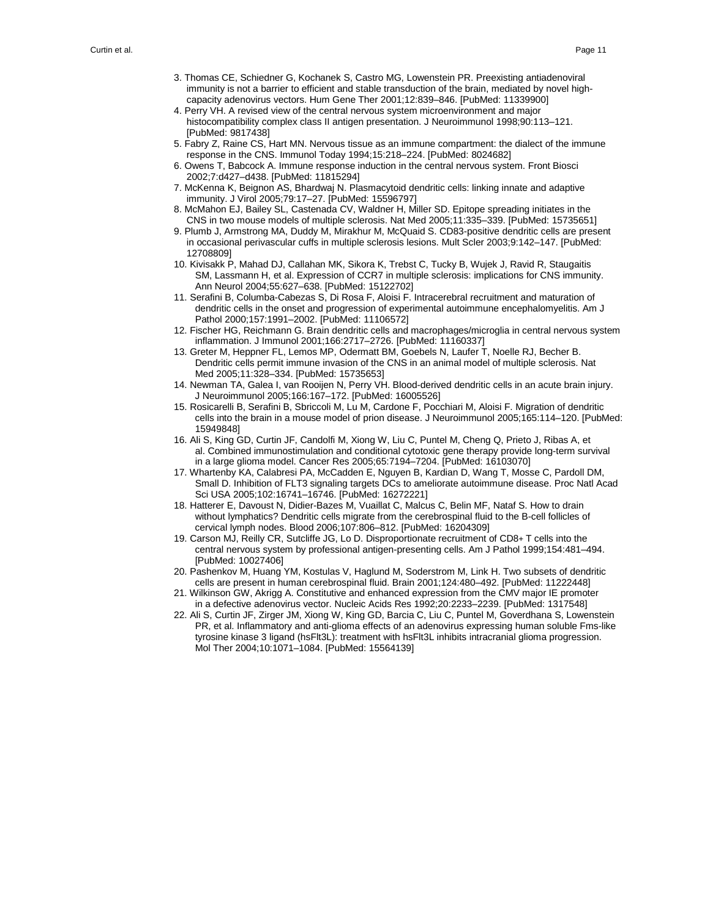3. Thomas CE, Schiedner G, Kochanek S, Castro MG, Lowenstein PR. Preexisting antiadenoviral immunity is not a barrier to efficient and stable transduction of the brain, mediated by novel high-capacity adenovirus vectors. Hum Gene Ther 2001;12:839–846. [PubMed: 11339900]
4. Perry VH. A revised view of the central nervous system microenvironment and major histocompatibility complex class II antigen presentation. J Neuroimmunol 1998;90:113–121. [PubMed: 9817438]
5. Fabry Z, Raine CS, Hart MN. Nervous tissue as an immune compartment: the dialect of the immune response in the CNS. Immunol Today 1994;15:218–224. [PubMed: 8024682]
6. Owens T, Babcock A. Immune response induction in the central nervous system. Front Biosci 2002;7:d427–d438. [PubMed: 11815294]
7. McKenna K, Beignon AS, Bhardwaj N. Plasmacytoid dendritic cells: linking innate and adaptive immunity. J Virol 2005;79:17–27. [PubMed: 15596797]
8. McMahon EJ, Bailey SL, Castenada CV, Waldner H, Miller SD. Epitope spreading initiates in the CNS in two mouse models of multiple sclerosis. Nat Med 2005;11:335–339. [PubMed: 15735651]
9. Plumb J, Armstrong MA, Duddy M, Mirakhur M, McQuaid S. CD83-positive dendritic cells are present in occasional perivascular cuffs in multiple sclerosis lesions. Mult Scler 2003;9:142–147. [PubMed: 12708809]
10. Kivisakk P, Mahad DJ, Callahan MK, Sikora K, Trebst C, Tucky B, Wujek J, Ravid R, Staugaitis SM, Lassmann H, et al. Expression of CCR7 in multiple sclerosis: implications for CNS immunity. Ann Neurol 2004;55:627–638. [PubMed: 15122702]
11. Serafini B, Columba-Cabezas S, Di Rosa F, Aloisi F. Intracerebral recruitment and maturation of dendritic cells in the onset and progression of experimental autoimmune encephalomyelitis. Am J Pathol 2000;157:1991–2002. [PubMed: 11106572]
12. Fischer HG, Reichmann G. Brain dendritic cells and macrophages/microglia in central nervous system inflammation. J Immunol 2001;166:2717–2726. [PubMed: 11160337]
13. Greter M, Heppner FL, Lemos MP, Odermatt BM, Goebels N, Laufer T, Noelle RJ, Becher B. Dendritic cells permit immune invasion of the CNS in an animal model of multiple sclerosis. Nat Med 2005;11:328–334. [PubMed: 15735653]
14. Newman TA, Galea I, van Rooijen N, Perry VH. Blood-derived dendritic cells in an acute brain injury. J Neuroimmunol 2005;166:167–172. [PubMed: 16005526]
15. Rosicarelli B, Serafini B, Sbriccoli M, Lu M, Cardone F, Pocchiari M, Aloisi F. Migration of dendritic cells into the brain in a mouse model of prion disease. J Neuroimmunol 2005;165:114–120. [PubMed: 15949848]
16. Ali S, King GD, Curtin JF, Candolfi M, Xiong W, Liu C, Puntel M, Cheng Q, Prieto J, Ribas A, et al. Combined immunostimulation and conditional cytotoxic gene therapy provide long-term survival in a large glioma model. Cancer Res 2005;65:7194–7204. [PubMed: 16103070]
17. Whartenby KA, Calabresi PA, McCadden E, Nguyen B, Kardian D, Wang T, Mosse C, Pardoll DM, Small D. Inhibition of FLT3 signaling targets DCs to ameliorate autoimmune disease. Proc Natl Acad Sci USA 2005;102:16741–16746. [PubMed: 16272221]
18. Hatterer E, Davoust N, Didier-Bazes M, Vuaillat C, Malcus C, Belin MF, Nataf S. How to drain without lymphatics? Dendritic cells migrate from the cerebrospinal fluid to the B-cell follicles of cervical lymph nodes. Blood 2006;107:806–812. [PubMed: 16204309]
19. Carson MJ, Reilly CR, Sutcliffe JG, Lo D. Disproportionate recruitment of CD8+ T cells into the central nervous system by professional antigen-presenting cells. Am J Pathol 1999;154:481–494. [PubMed: 10027406]
20. Pashenkov M, Huang YM, Kostulas V, Haglund M, Soderstrom M, Link H. Two subsets of dendritic cells are present in human cerebrospinal fluid. Brain 2001;124:480–492. [PubMed: 11222448]
21. Wilkinson GW, Akrigg A. Constitutive and enhanced expression from the CMV major IE promoter in a defective adenovirus vector. Nucleic Acids Res 1992;20:2233–2239. [PubMed: 1317548]
22. Ali S, Curtin JF, Zirger JM, Xiong W, King GD, Barcia C, Liu C, Puntel M, Goverdhana S, Lowenstein PR, et al. Inflammatory and anti-glioma effects of an adenovirus expressing human soluble Fms-like tyrosine kinase 3 ligand (hsFlt3L): treatment with hsFlt3L inhibits intracranial glioma progression. Mol Ther 2004;10:1071–1084. [PubMed: 15564139]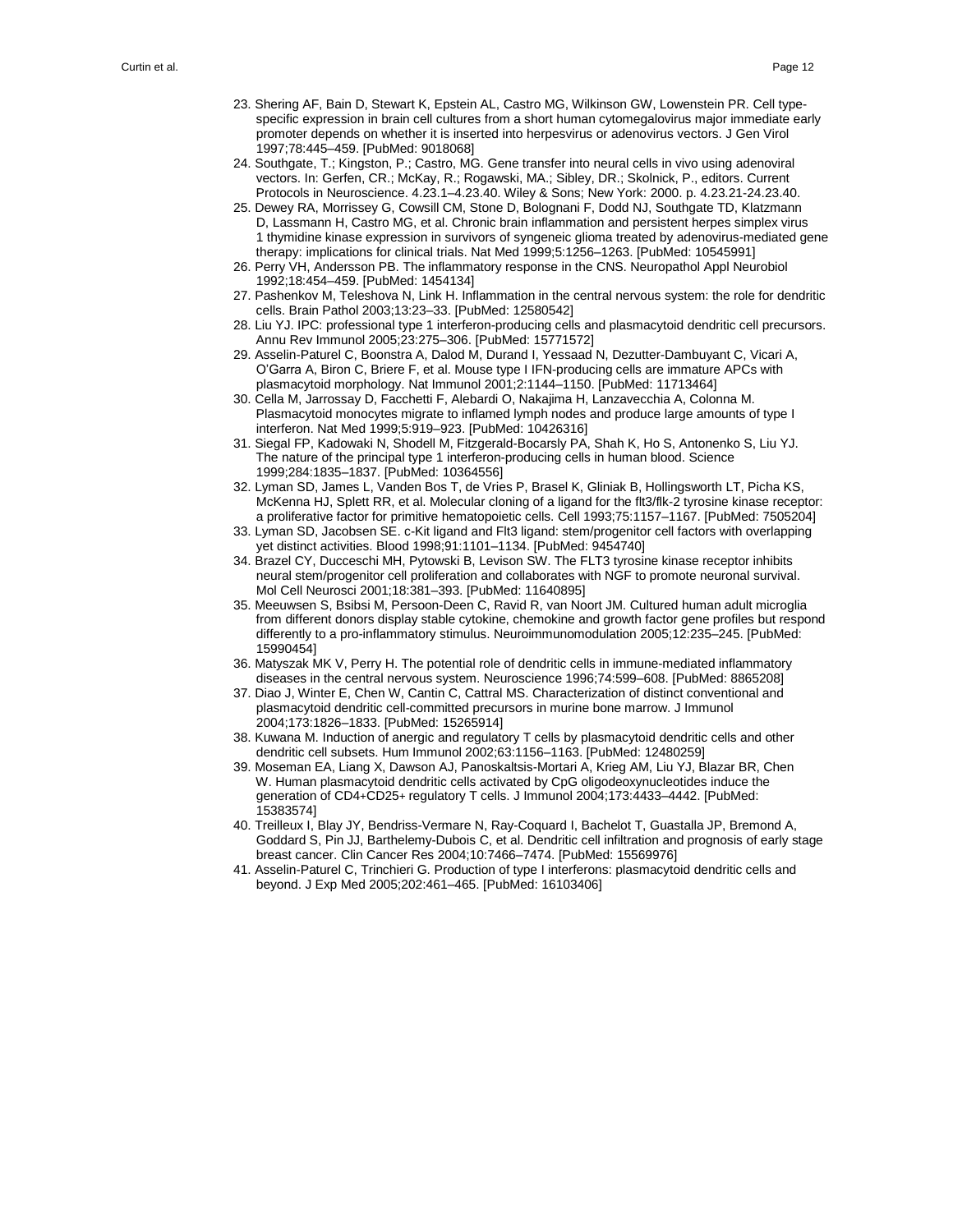23. Shering AF, Bain D, Stewart K, Epstein AL, Castro MG, Wilkinson GW, Lowenstein PR. Cell type-specific expression in brain cell cultures from a short human cytomegalovirus major immediate early promoter depends on whether it is inserted into herpesvirus or adenovirus vectors. J Gen Virol 1997;78:445–459. [PubMed: 9018068]
24. Southgate, T.; Kingston, P.; Castro, MG. Gene transfer into neural cells in vivo using adenoviral vectors. In: Gerfen, CR.; McKay, R.; Rogawski, MA.; Sibley, DR.; Skolnick, P., editors. Current Protocols in Neuroscience. 4.23.1–4.23.40. Wiley & Sons; New York: 2000. p. 4.23.21-24.23.40.
25. Dewey RA, Morrissey G, Cowsill CM, Stone D, Bolognani F, Dodd NJ, Southgate TD, Klatzmann D, Lassmann H, Castro MG, et al. Chronic brain inflammation and persistent herpes simplex virus 1 thymidine kinase expression in survivors of syngeneic glioma treated by adenovirus-mediated gene therapy: implications for clinical trials. Nat Med 1999;5:1256–1263. [PubMed: 10545991]
26. Perry VH, Andersson PB. The inflammatory response in the CNS. Neuropathol Appl Neurobiol 1992;18:454–459. [PubMed: 1454134]
27. Pashenkov M, Teleshova N, Link H. Inflammation in the central nervous system: the role for dendritic cells. Brain Pathol 2003;13:23–33. [PubMed: 12580542]
28. Liu YJ. IPC: professional type 1 interferon-producing cells and plasmacytoid dendritic cell precursors. Annu Rev Immunol 2005;23:275–306. [PubMed: 15771572]
29. Asselin-Paturel C, Boonstra A, Dalod M, Durand I, Yessaad N, Dezutter-Dambuyant C, Vicari A, O'Garra A, Biron C, Briere F, et al. Mouse type I IFN-producing cells are immature APCs with plasmacytoid morphology. Nat Immunol 2001;2:1144–1150. [PubMed: 11713464]
30. Cella M, Jarrossay D, Facchetti F, Alebardi O, Nakajima H, Lanzavecchia A, Colonna M. Plasmacytoid monocytes migrate to inflamed lymph nodes and produce large amounts of type I interferon. Nat Med 1999;5:919–923. [PubMed: 10426316]
31. Siegal FP, Kadowaki N, Shodell M, Fitzgerald-Bocarsly PA, Shah K, Ho S, Antonenko S, Liu YJ. The nature of the principal type 1 interferon-producing cells in human blood. Science 1999;284:1835–1837. [PubMed: 10364556]
32. Lyman SD, James L, Vanden Bos T, de Vries P, Brasel K, Gliniak B, Hollingsworth LT, Picha KS, McKenna HJ, Splett RR, et al. Molecular cloning of a ligand for the flt3/flk-2 tyrosine kinase receptor: a proliferative factor for primitive hematopoietic cells. Cell 1993;75:1157–1167. [PubMed: 7505204]
33. Lyman SD, Jacobsen SE. c-Kit ligand and Flt3 ligand: stem/progenitor cell factors with overlapping yet distinct activities. Blood 1998;91:1101–1134. [PubMed: 9454740]
34. Brazel CY, Ducceschi MH, Pytowski B, Levison SW. The FLT3 tyrosine kinase receptor inhibits neural stem/progenitor cell proliferation and collaborates with NGF to promote neuronal survival. Mol Cell Neurosci 2001;18:381–393. [PubMed: 11640895]
35. Meeuwsen S, Bsibsi M, Persoon-Deen C, Ravid R, van Noort JM. Cultured human adult microglia from different donors display stable cytokine, chemokine and growth factor gene profiles but respond differently to a pro-inflammatory stimulus. Neuroimmunomodulation 2005;12:235–245. [PubMed: 15990454]
36. Matyszak MK V, Perry H. The potential role of dendritic cells in immune-mediated inflammatory diseases in the central nervous system. Neuroscience 1996;74:599–608. [PubMed: 8865208]
37. Diao J, Winter E, Chen W, Cantin C, Cattral MS. Characterization of distinct conventional and plasmacytoid dendritic cell-committed precursors in murine bone marrow. J Immunol 2004;173:1826–1833. [PubMed: 15265914]
38. Kuwana M. Induction of anergic and regulatory T cells by plasmacytoid dendritic cells and other dendritic cell subsets. Hum Immunol 2002;63:1156–1163. [PubMed: 12480259]
39. Moseman EA, Liang X, Dawson AJ, Panoskaltsis-Mortari A, Krieg AM, Liu YJ, Blazar BR, Chen W. Human plasmacytoid dendritic cells activated by CpG oligodeoxynucleotides induce the generation of CD4+CD25+ regulatory T cells. J Immunol 2004;173:4433–4442. [PubMed: 15383574]
40. Treilleux I, Blay JY, Bendriss-Vermare N, Ray-Coquard I, Bachelot T, Guastalla JP, Bremond A, Goddard S, Pin JJ, Barthelemy-Dubois C, et al. Dendritic cell infiltration and prognosis of early stage breast cancer. Clin Cancer Res 2004;10:7466–7474. [PubMed: 15569976]
41. Asselin-Paturel C, Trinchieri G. Production of type I interferons: plasmacytoid dendritic cells and beyond. J Exp Med 2005;202:461–465. [PubMed: 16103406]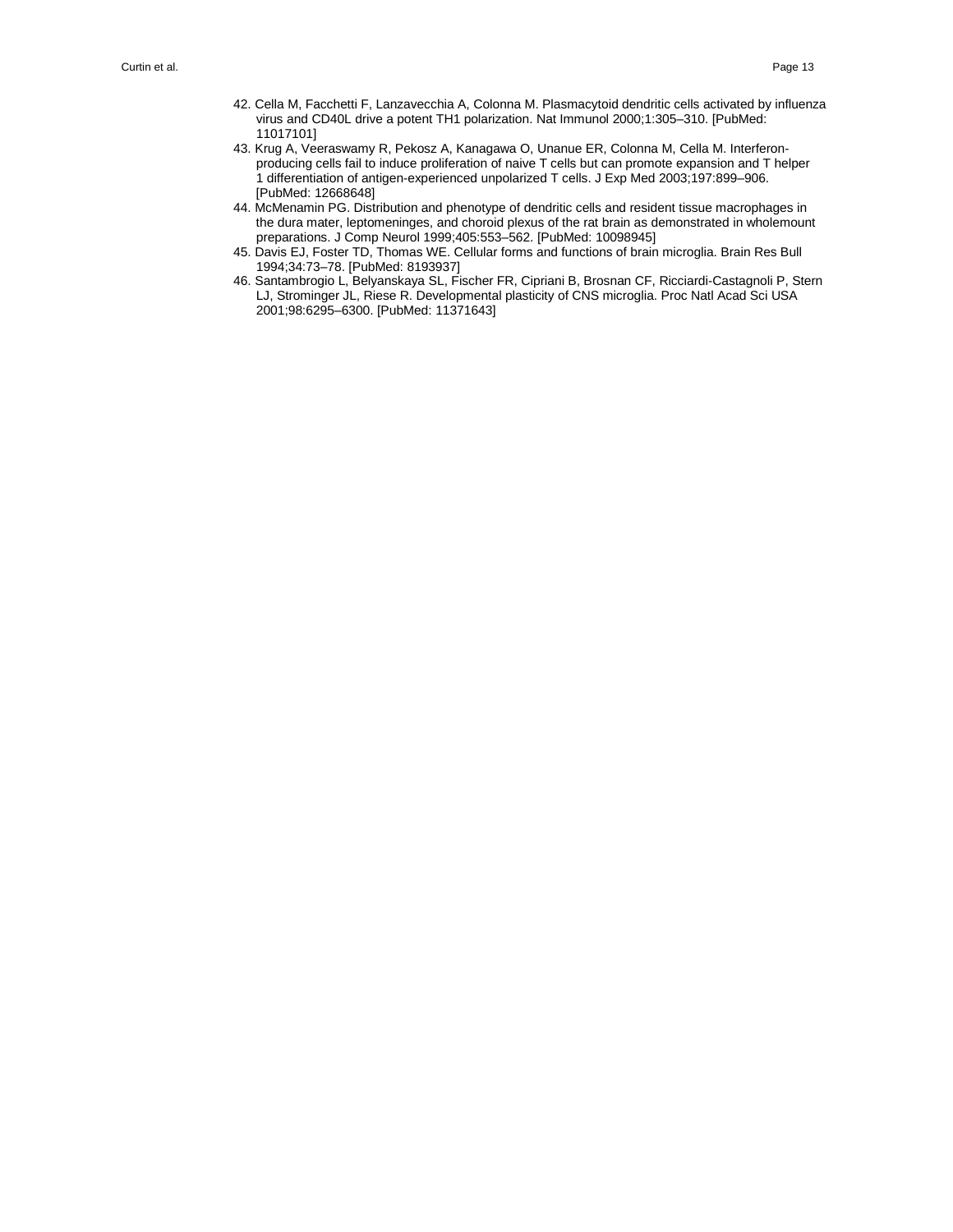42. Cella M, Facchetti F, Lanzavecchia A, Colonna M. Plasmacytoid dendritic cells activated by influenza virus and CD40L drive a potent TH1 polarization. Nat Immunol 2000;1:305–310. [PubMed: 11017101]
43. Krug A, Veeraswamy R, Pekosz A, Kanagawa O, Unanue ER, Colonna M, Cella M. Interferon-producing cells fail to induce proliferation of naive T cells but can promote expansion and T helper 1 differentiation of antigen-experienced unpolarized T cells. J Exp Med 2003;197:899–906. [PubMed: 12668648]
44. McMenamin PG. Distribution and phenotype of dendritic cells and resident tissue macrophages in the dura mater, leptomeninges, and choroid plexus of the rat brain as demonstrated in wholemount preparations. J Comp Neurol 1999;405:553–562. [PubMed: 10098945]
45. Davis EJ, Foster TD, Thomas WE. Cellular forms and functions of brain microglia. Brain Res Bull 1994;34:73–78. [PubMed: 8193937]
46. Santambrogio L, Belyanskaya SL, Fischer FR, Cipriani B, Brosnan CF, Ricciardi-Castagnoli P, Stern LJ, Strominger JL, Riese R. Developmental plasticity of CNS microglia. Proc Natl Acad Sci USA 2001;98:6295–6300. [PubMed: 11371643]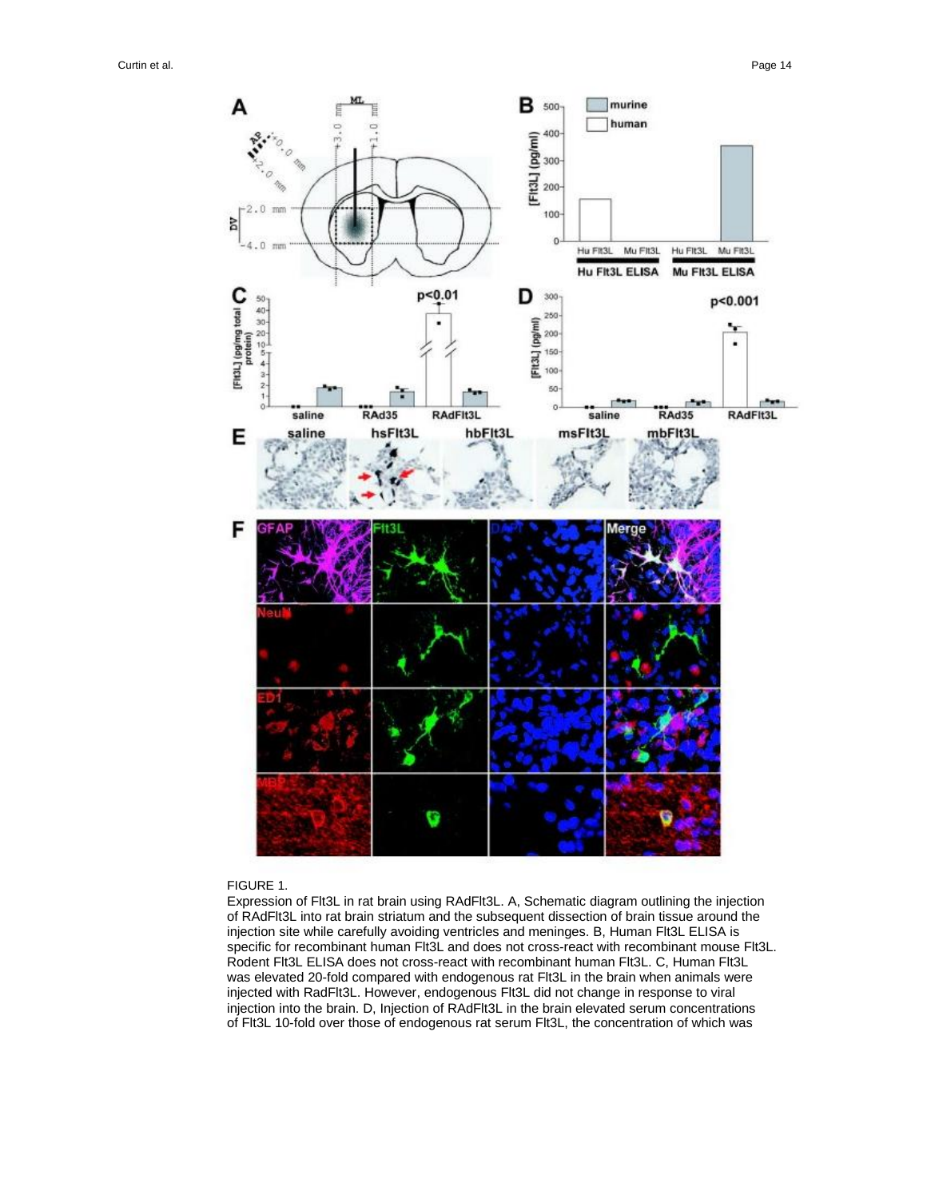FIGURE 1.

Expression of Flt3L in rat brain using RAdFlt3L. A, Schematic diagram outlining the injection of RAdFlt3L into rat brain striatum and the subsequent dissection of brain tissue around the injection site while carefully avoiding ventricles and meninges. B, Human Flt3L ELISA is specific for recombinant human Flt3L and does not cross-react with recombinant mouse Flt3L. Rodent Flt3L ELISA does not cross-react with recombinant human Flt3L. C, Human Flt3L was elevated 20-fold compared with endogenous rat Flt3L in the brain when animals were injected with RadFlt3L. However, endogenous Flt3L did not change in response to viral injection into the brain. D, Injection of RAdFlt3L in the brain elevated serum concentrations of Flt3L 10-fold over those of endogenous rat serum Flt3L, the concentration of which was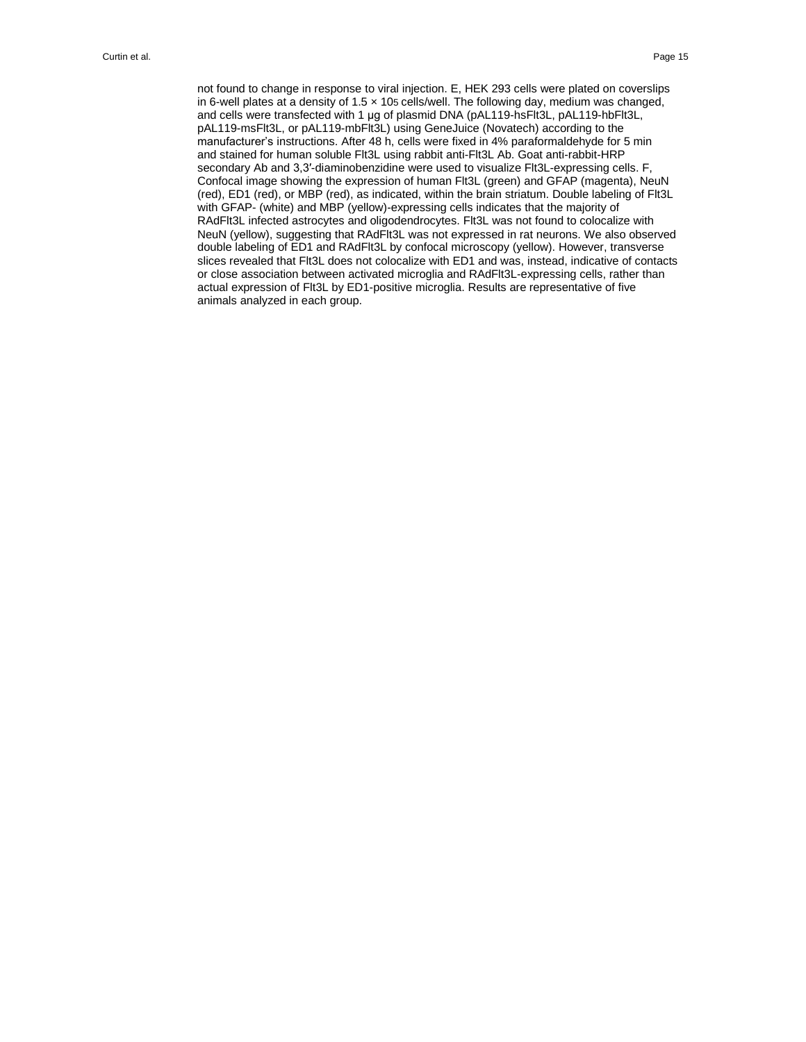not found to change in response to viral injection. E, HEK 293 cells were plated on coverslips in 6-well plates at a density of $1.5 \times 10^5$ cells/well. The following day, medium was changed, and cells were transfected with 1 μg of plasmid DNA (pAL119-hsFlt3L, pAL119-hbFlt3L, pAL119-msFlt3L, or pAL119-mbFlt3L) using GeneJuice (Novatech) according to the manufacturer's instructions. After 48 h, cells were fixed in 4% paraformaldehyde for 5 min and stained for human soluble Flt3L using rabbit anti-Flt3L Ab. Goat anti-rabbit-HRP secondary Ab and 3,3′-diaminobenzidine were used to visualize Flt3L-expressing cells. F, Confocal image showing the expression of human Flt3L (green) and GFAP (magenta), NeuN (red), ED1 (red), or MBP (red), as indicated, within the brain striatum. Double labeling of Flt3L with GFAP- (white) and MBP (yellow)-expressing cells indicates that the majority of RAdFlt3L infected astrocytes and oligodendrocytes. Flt3L was not found to colocalize with NeuN (yellow), suggesting that RAdFlt3L was not expressed in rat neurons. We also observed double labeling of ED1 and RAdFlt3L by confocal microscopy (yellow). However, transverse slices revealed that Flt3L does not colocalize with ED1 and was, instead, indicative of contacts or close association between activated microglia and RAdFlt3L-expressing cells, rather than actual expression of Flt3L by ED1-positive microglia. Results are representative of five animals analyzed in each group.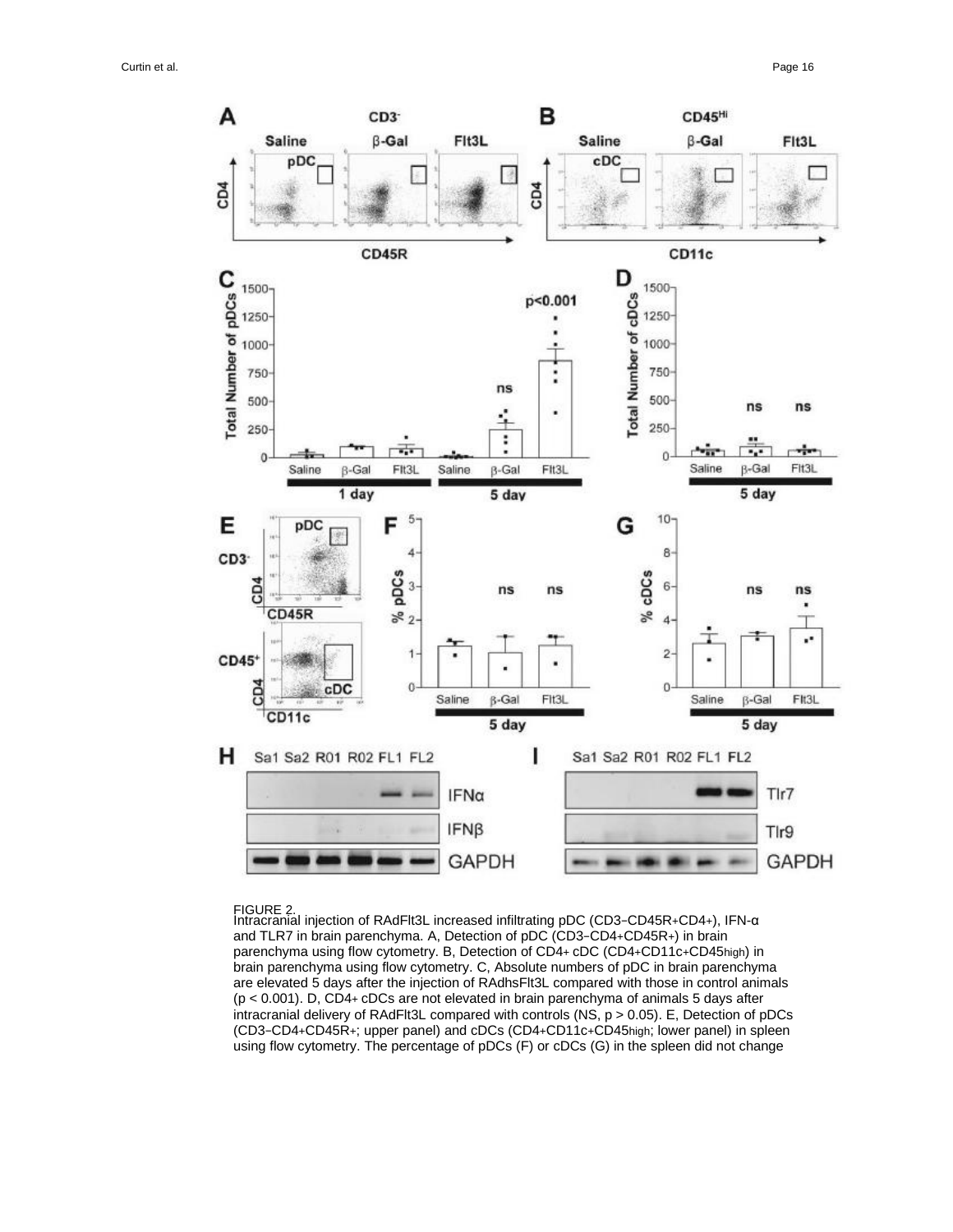FIGURE 2.

Intracranial injection of RAdFlt3L increased infiltrating pDC (CD3−CD45R+CD4+), IFN-α and TLR7 in brain parenchyma. A, Detection of pDC (CD3−CD4+CD45R+) in brain parenchyma using flow cytometry. B, Detection of CD4+ cDC (CD4+CD11c+CD45high) in brain parenchyma using flow cytometry. C, Absolute numbers of pDC in brain parenchyma are elevated 5 days after the injection of RAdhsFlt3L compared with those in control animals ($p < 0.001$). D, CD4+ cDCs are not elevated in brain parenchyma of animals 5 days after intracranial delivery of RAdFlt3L compared with controls (NS, $p > 0.05$). E, Detection of pDCs (CD3−CD4+CD45R+; upper panel) and cDCs (CD4+CD11c+CD45high; lower panel) in spleen using flow cytometry. The percentage of pDCs (F) or cDCs (G) in the spleen did not change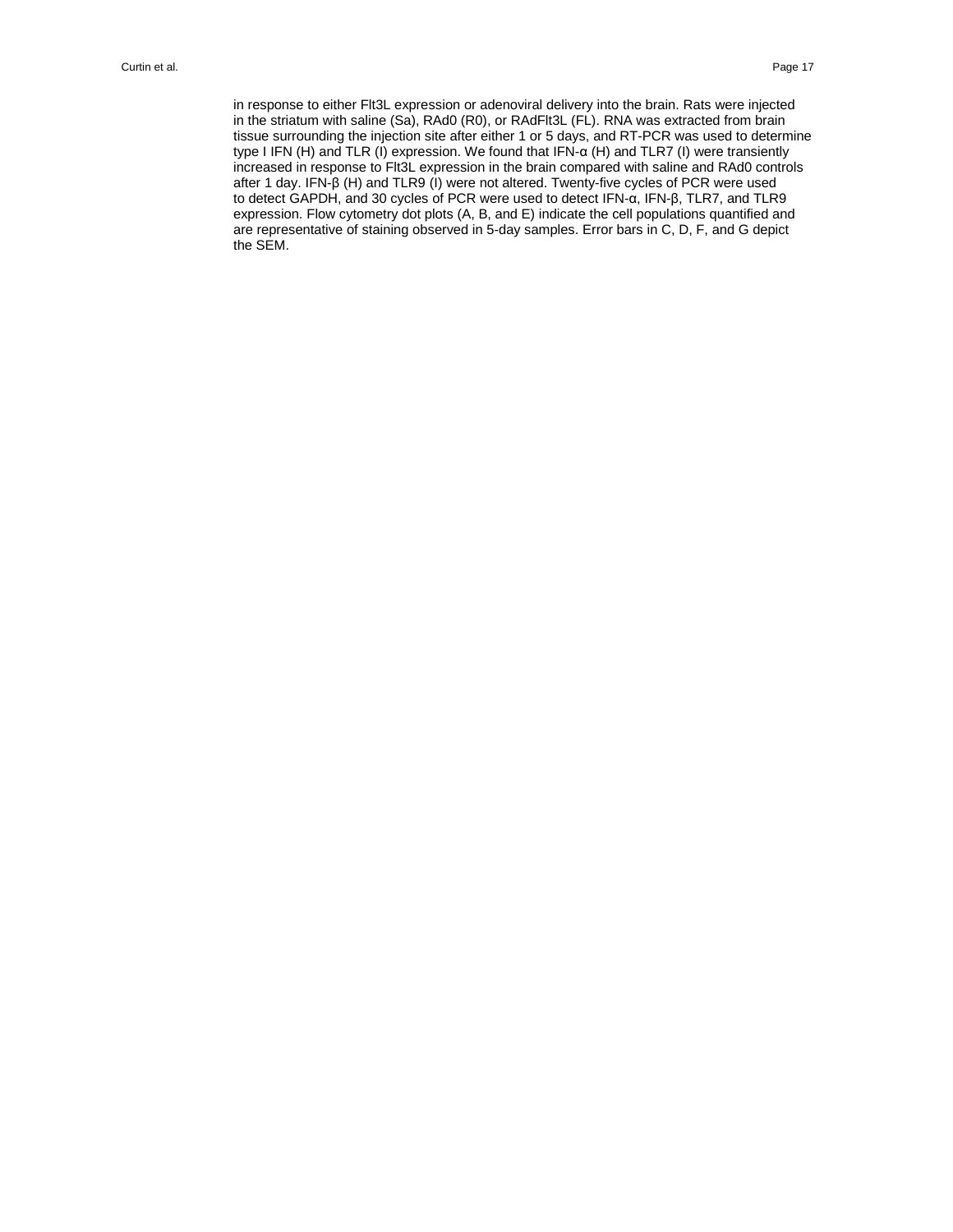in response to either Flt3L expression or adenoviral delivery into the brain. Rats were injected in the striatum with saline (Sa), RAd0 (R0), or RAdFlt3L (FL). RNA was extracted from brain tissue surrounding the injection site after either 1 or 5 days, and RT-PCR was used to determine type I IFN (H) and TLR (I) expression. We found that IFN-α (H) and TLR7 (I) were transiently increased in response to Flt3L expression in the brain compared with saline and RAd0 controls after 1 day. IFN-β (H) and TLR9 (I) were not altered. Twenty-five cycles of PCR were used to detect GAPDH, and 30 cycles of PCR were used to detect IFN-α, IFN-β, TLR7, and TLR9 expression. Flow cytometry dot plots (A, B, and E) indicate the cell populations quantified and are representative of staining observed in 5-day samples. Error bars in C, D, F, and G depict the SEM.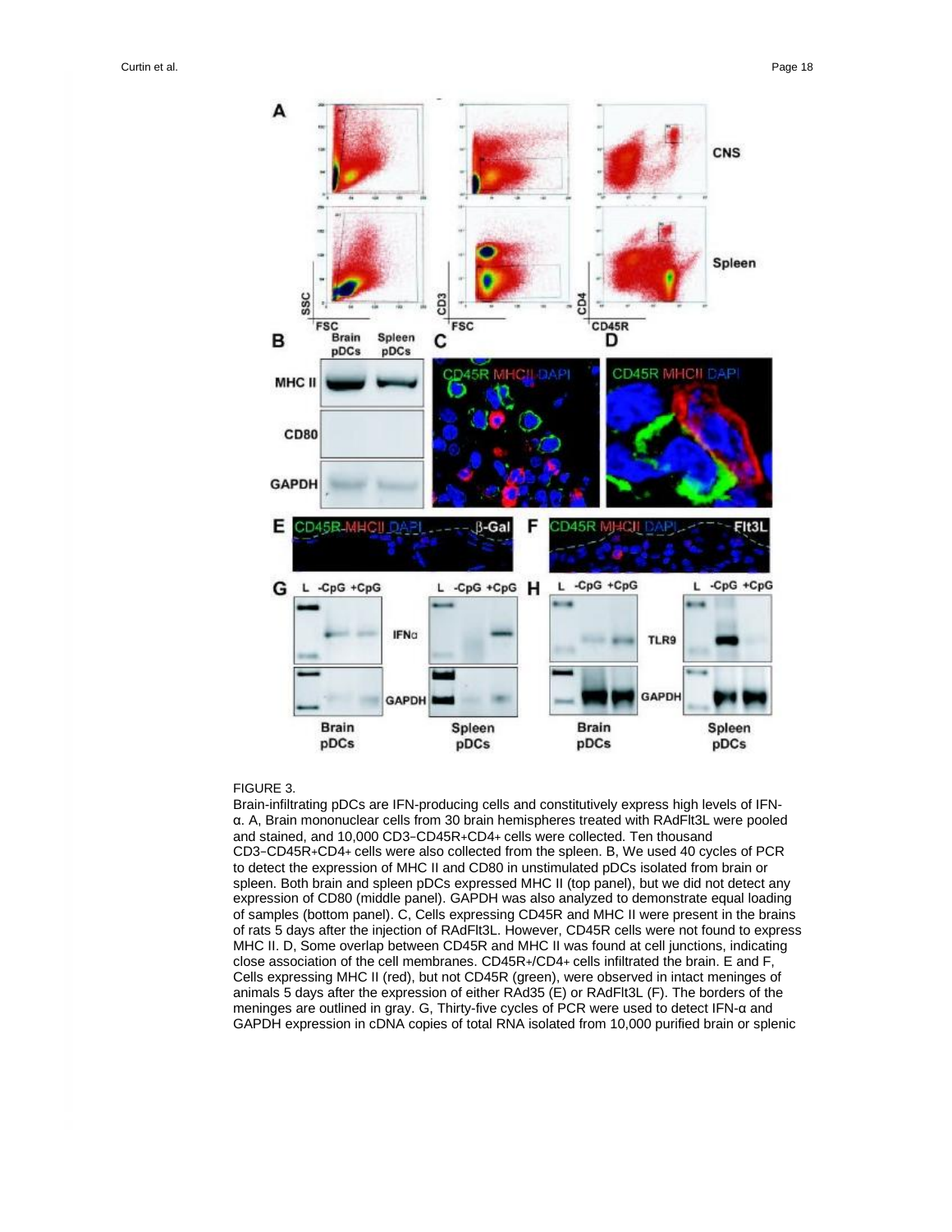FIGURE 3.

Brain-infiltrating pDCs are IFN-producing cells and constitutively express high levels of IFN-α. A, Brain mononuclear cells from 30 brain hemispheres treated with RAdFlt3L were pooled and stained, and 10,000 CD3−CD45R+CD4+ cells were collected. Ten thousand CD3−CD45R+CD4+ cells were also collected from the spleen. B, We used 40 cycles of PCR to detect the expression of MHC II and CD80 in unstimulated pDCs isolated from brain or spleen. Both brain and spleen pDCs expressed MHC II (top panel), but we did not detect any expression of CD80 (middle panel). GAPDH was also analyzed to demonstrate equal loading of samples (bottom panel). C, Cells expressing CD45R and MHC II were present in the brains of rats 5 days after the injection of RAdFlt3L. However, CD45R cells were not found to express MHC II. D, Some overlap between CD45R and MHC II was found at cell junctions, indicating close association of the cell membranes. CD45R+/CD4+ cells infiltrated the brain. E and F, Cells expressing MHC II (red), but not CD45R (green), were observed in intact meninges of animals 5 days after the expression of either RAd35 (E) or RAdFlt3L (F). The borders of the meninges are outlined in gray. G, Thirty-five cycles of PCR were used to detect IFN-α and GAPDH expression in cDNA copies of total RNA isolated from 10,000 purified brain or splenic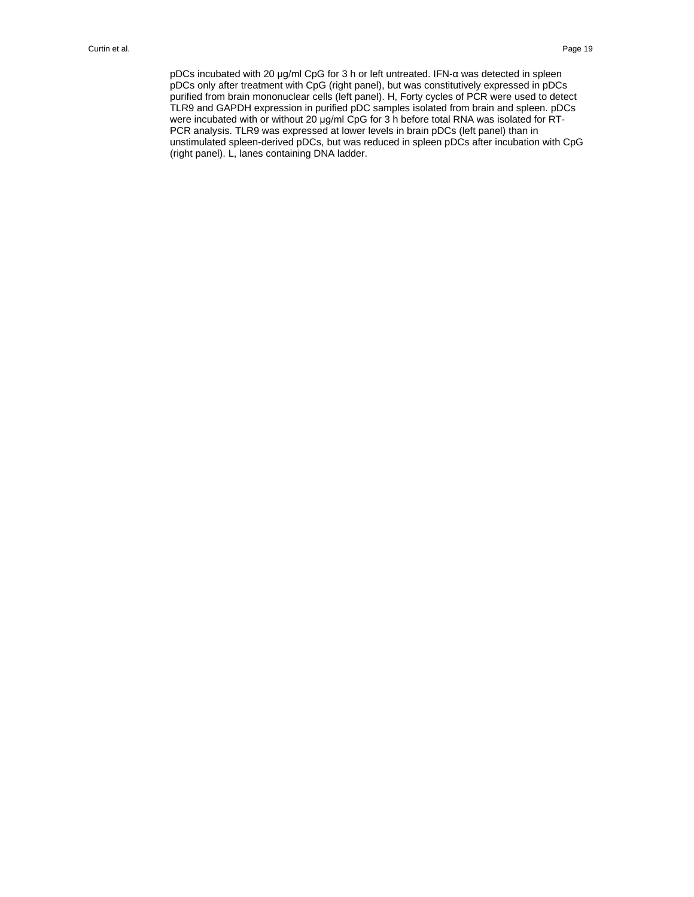pDCs incubated with 20 μg/ml CpG for 3 h or left untreated. IFN-α was detected in spleen pDCs only after treatment with CpG (right panel), but was constitutively expressed in pDCs purified from brain mononuclear cells (left panel). H, Forty cycles of PCR were used to detect TLR9 and GAPDH expression in purified pDC samples isolated from brain and spleen. pDCs were incubated with or without 20 μg/ml CpG for 3 h before total RNA was isolated for RT-PCR analysis. TLR9 was expressed at lower levels in brain pDCs (left panel) than in unstimulated spleen-derived pDCs, but was reduced in spleen pDCs after incubation with CpG (right panel). L, lanes containing DNA ladder.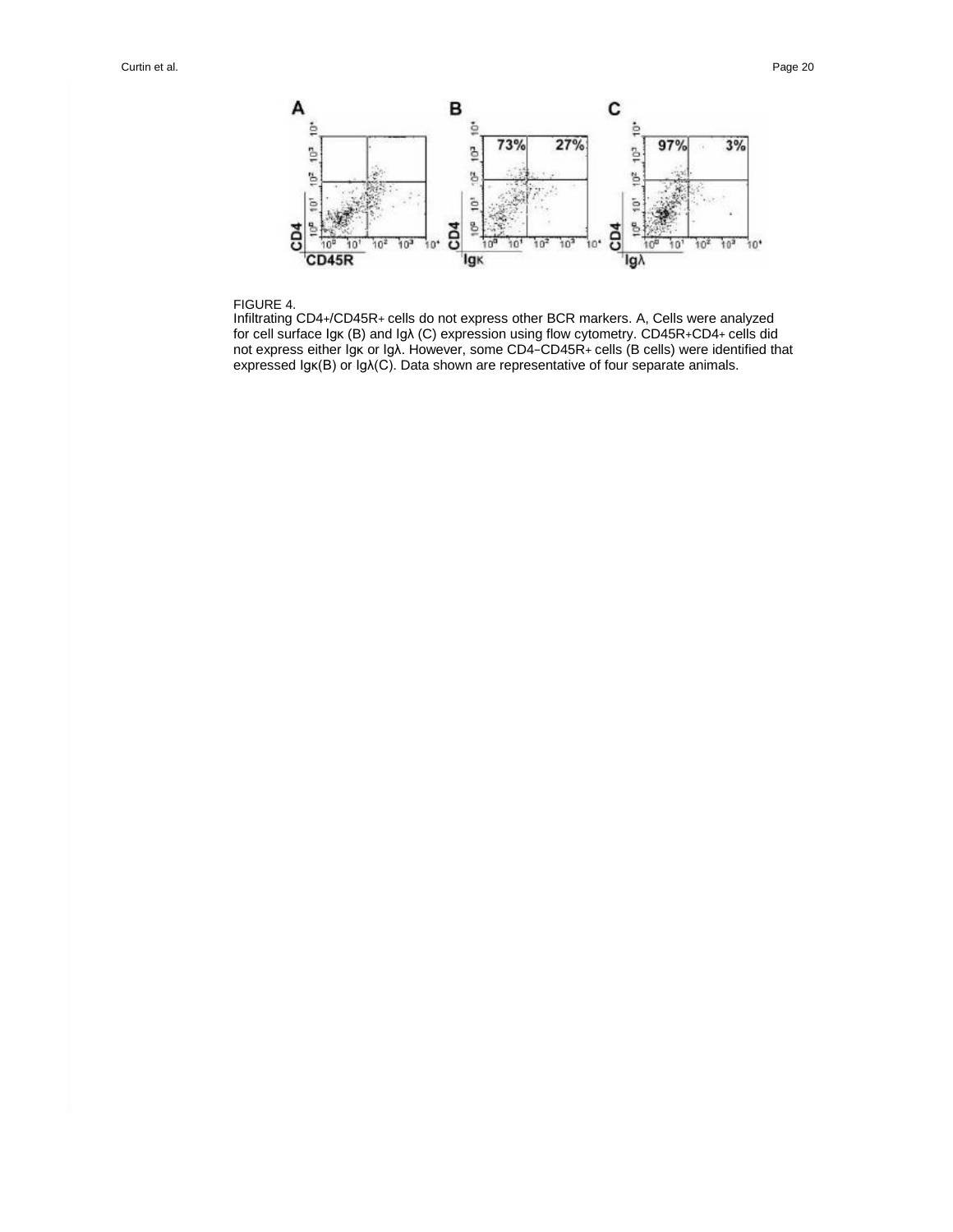FIGURE 4.

Infiltrating CD4+/CD45R+ cells do not express other BCR markers. A, Cells were analyzed for cell surface Igκ (B) and Igλ (C) expression using flow cytometry. CD45R+CD4+ cells did not express either Igκ or Igλ. However, some CD4−CD45R+ cells (B cells) were identified that expressed Igκ(B) or Igλ(C). Data shown are representative of four separate animals.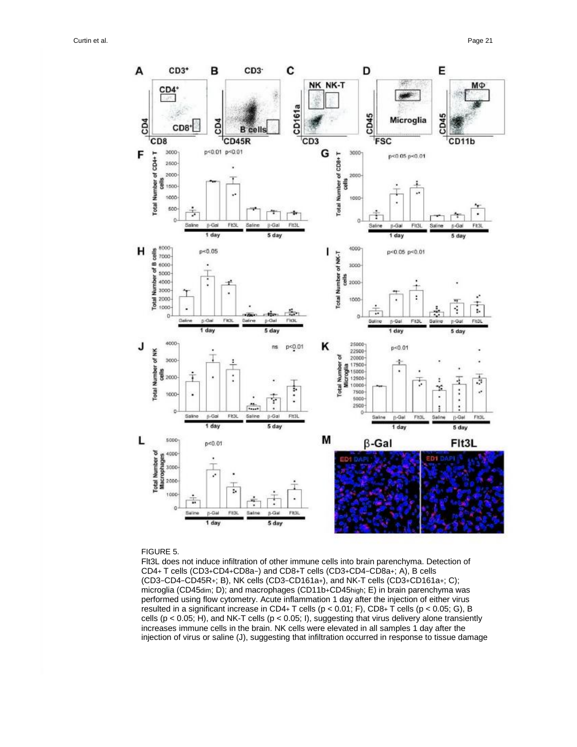FIGURE 5.

Flt3L does not induce infiltration of other immune cells into brain parenchyma. Detection of CD4+ T cells (CD3+CD4+CD8a−) and CD8+T cells (CD3+CD4−CD8a+; A), B cells (CD3−CD4−CD45R+; B), NK cells (CD3−CD161a+), and NK-T cells (CD3+CD161a+; C); microglia (CD45dim; D); and macrophages (CD11b+CD45high; E) in brain parenchyma was performed using flow cytometry. Acute inflammation 1 day after the injection of either virus resulted in a significant increase in CD4+ T cells ($p < 0.01$; F), CD8+ T cells ($p < 0.05$; G), B cells ($p < 0.05$; H), and NK-T cells ($p < 0.05$; I), suggesting that virus delivery alone transiently increases immune cells in the brain. NK cells were elevated in all samples 1 day after the injection of virus or saline (J), suggesting that infiltration occurred in response to tissue damage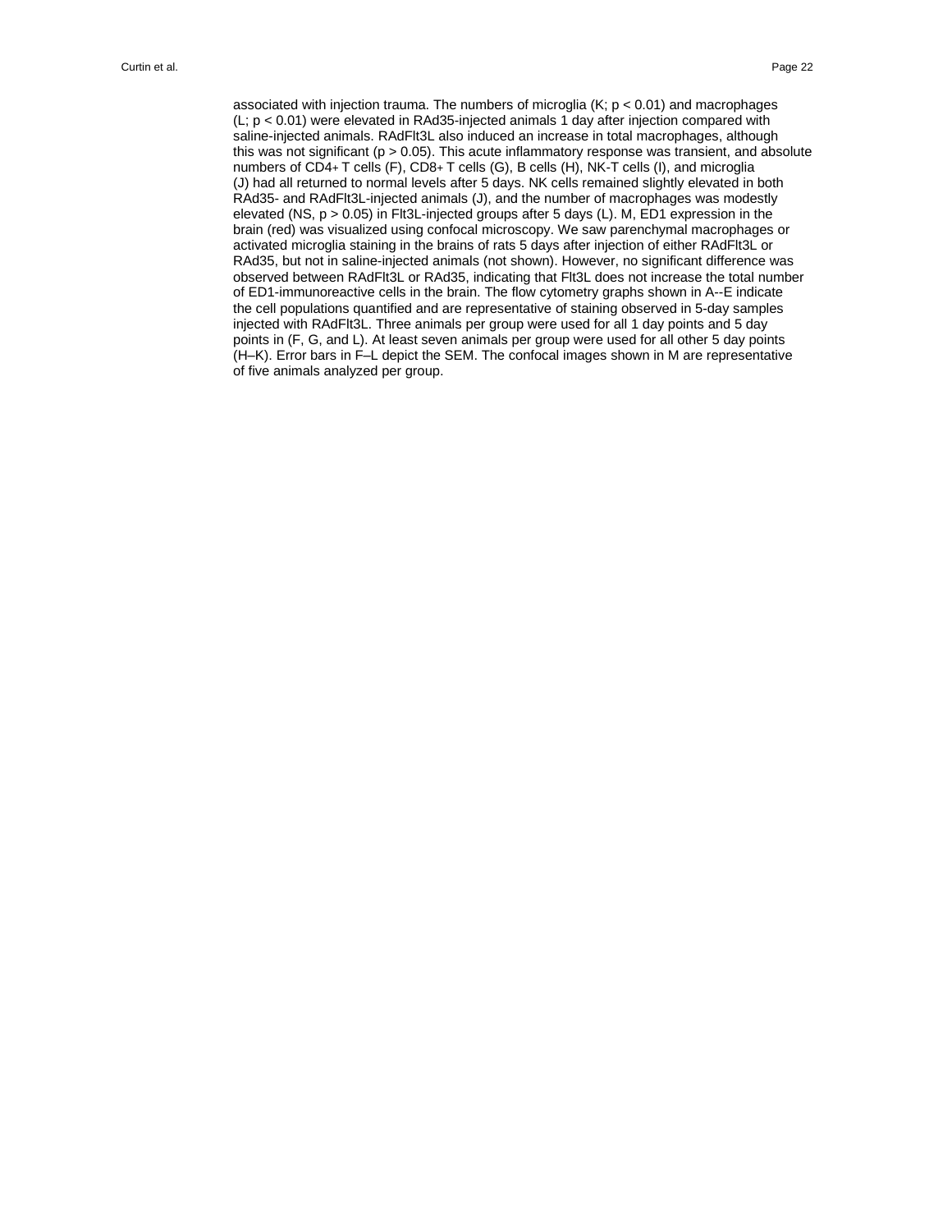associated with injection trauma. The numbers of microglia (K; $p < 0.01$) and macrophages (L; $p < 0.01$) were elevated in RAd35-injected animals 1 day after injection compared with saline-injected animals. RAdFlt3L also induced an increase in total macrophages, although this was not significant ($p > 0.05$). This acute inflammatory response was transient, and absolute numbers of $CD4^{+}$ T cells (F), $CD8^{+}$ T cells (G), B cells (H), NK-T cells (I), and microglia (J) had all returned to normal levels after 5 days. NK cells remained slightly elevated in both RAd35- and RAdFlt3L-injected animals (J), and the number of macrophages was modestly elevated (NS, $p > 0.05$) in Flt3L-injected groups after 5 days (L). M, ED1 expression in the brain (red) was visualized using confocal microscopy. We saw parenchymal macrophages or activated microglia staining in the brains of rats 5 days after injection of either RAdFlt3L or RAd35, but not in saline-injected animals (not shown). However, no significant difference was observed between RAdFlt3L or RAd35, indicating that Flt3L does not increase the total number of ED1-immunoreactive cells in the brain. The flow cytometry graphs shown in A--E indicate the cell populations quantified and are representative of staining observed in 5-day samples injected with RAdFlt3L. Three animals per group were used for all 1 day points and 5 day points in (F, G, and L). At least seven animals per group were used for all other 5 day points (H–K). Error bars in F–L depict the SEM. The confocal images shown in M are representative of five animals analyzed per group.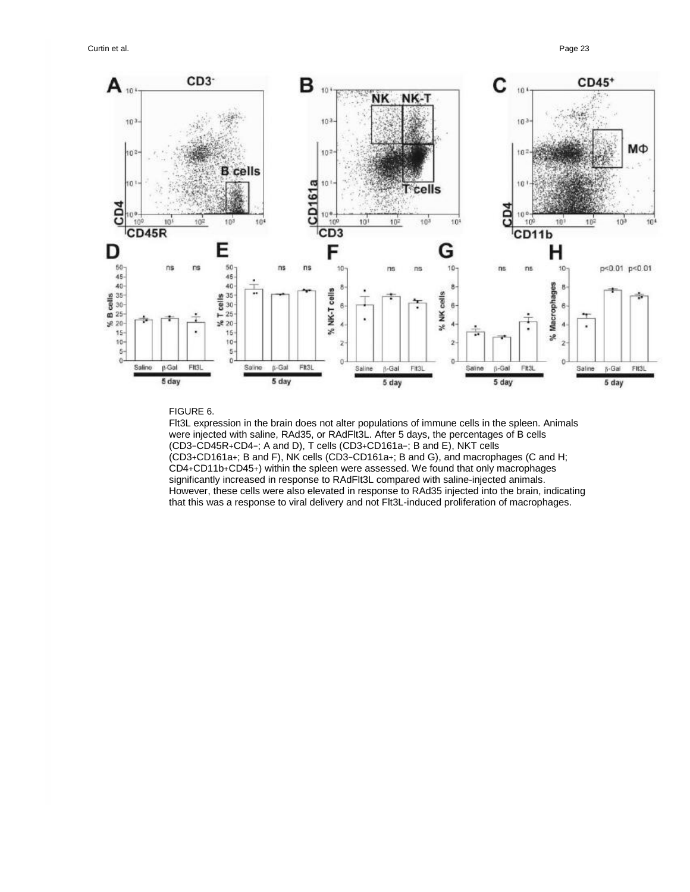FIGURE 6.

Flt3L expression in the brain does not alter populations of immune cells in the spleen. Animals were injected with saline, RAd35, or RAdFlt3L. After 5 days, the percentages of B cells (CD3−CD45R+CD4−; A and D), T cells (CD3+CD161a−; B and E), NKT cells (CD3+CD161a+; B and F), NK cells (CD3−CD161a+; B and G), and macrophages (C and H; CD4+CD11b+CD45+) within the spleen were assessed. We found that only macrophages significantly increased in response to RAdFlt3L compared with saline-injected animals. However, these cells were also elevated in response to RAd35 injected into the brain, indicating that this was a response to viral delivery and not Flt3L-induced proliferation of macrophages.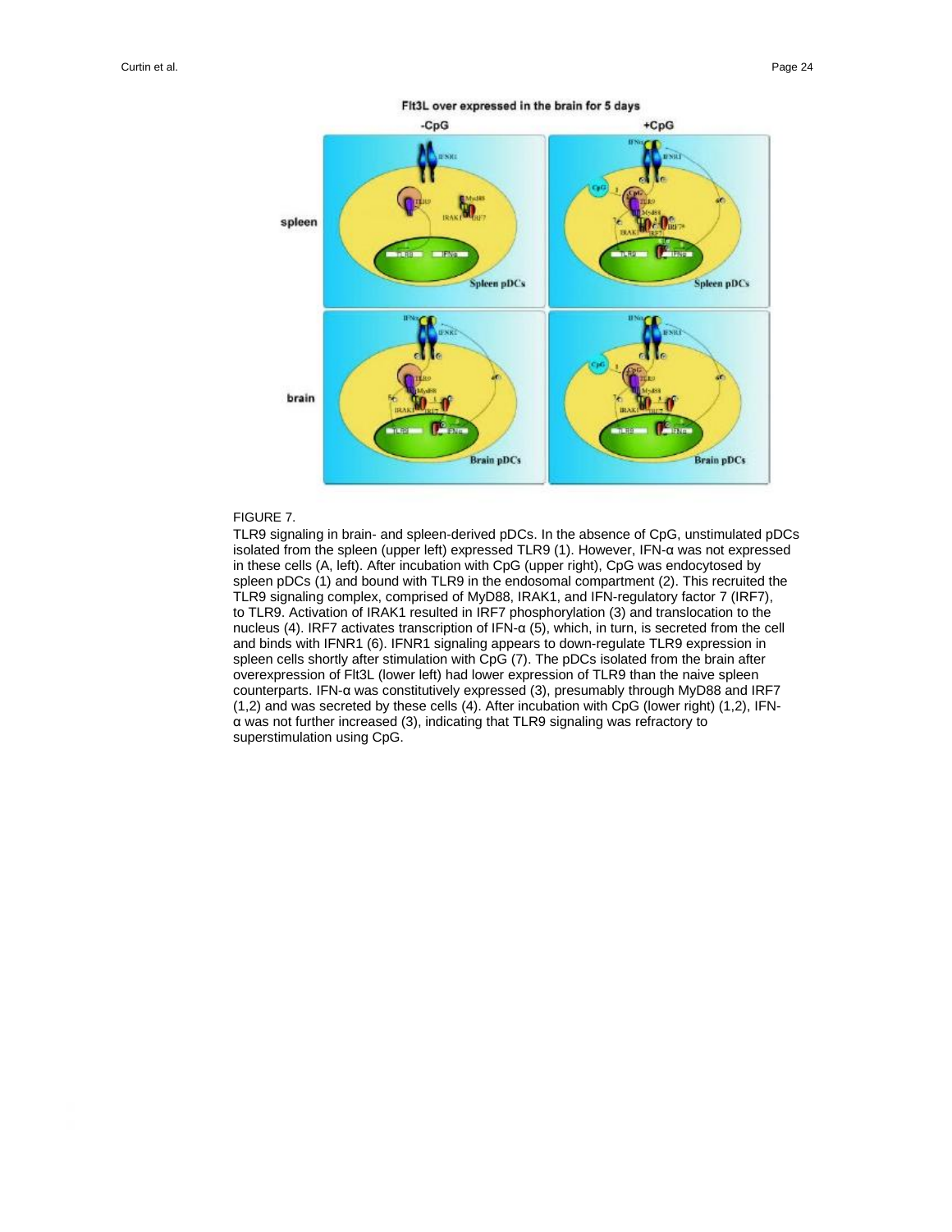Flt3L over expressed in the brain for 5 days

-CpG

+CpG

spleen

brain

Spleen pDCs

Brain pDCs

FIGURE 7.

TLR9 signaling in brain- and spleen-derived pDCs. In the absence of CpG, unstimulated pDCs isolated from the spleen (upper left) expressed TLR9 (1). However, IFN-α was not expressed in these cells (A, left). After incubation with CpG (upper right), CpG was endocytosed by spleen pDCs (1) and bound with TLR9 in the endosomal compartment (2). This recruited the TLR9 signaling complex, comprised of MyD88, IRAK1, and IFN-regulatory factor 7 (IRF7), to TLR9. Activation of IRAK1 resulted in IRF7 phosphorylation (3) and translocation to the nucleus (4). IRF7 activates transcription of IFN-α (5), which, in turn, is secreted from the cell and binds with IFNR1 (6). IFNR1 signaling appears to down-regulate TLR9 expression in spleen cells shortly after stimulation with CpG (7). The pDCs isolated from the brain after overexpression of Flt3L (lower left) had lower expression of TLR9 than the naive spleen counterparts. IFN-α was constitutively expressed (3), presumably through MyD88 and IRF7 (1,2) and was secreted by these cells (4). After incubation with CpG (lower right) (1,2), IFN-α was not further increased (3), indicating that TLR9 signaling was refractory to superstimulation using CpG.